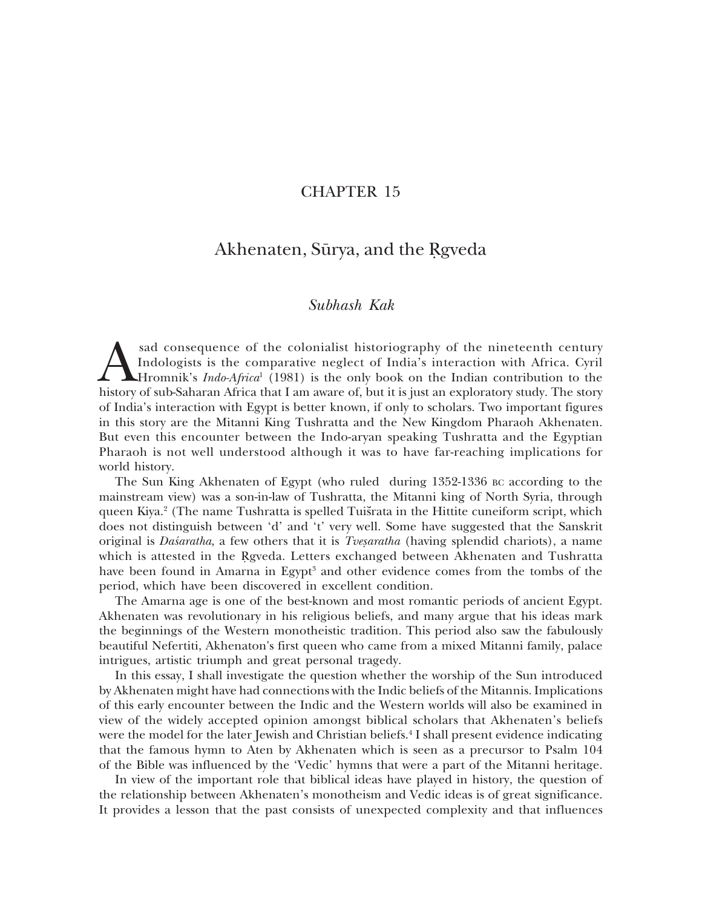# CHAPTER 15

## Akhenaten, Sūrya, and the Ṛgveda

*Subhash Kak*

A sad consequence of the colonialist historiography of the nineteenth century Indologists is the comparative neglect of India's interaction with Africa. Cyril Hromnik's *Indo-Africa*[1] (1981) is the only book on the Indian contribution to the history of sub-Saharan Africa that I am aware of, but it is just an exploratory study. The story of India's interaction with Egypt is better known, if only to scholars. Two important figures in this story are the Mitanni King Tushratta and the New Kingdom Pharaoh Akhenaten. But even this encounter between the Indo-aryan speaking Tushratta and the Egyptian Pharaoh is not well understood although it was to have far-reaching implications for world history.

The Sun King Akhenaten of Egypt (who ruled during 1352-1336 BC according to the mainstream view) was a son-in-law of Tushratta, the Mitanni king of North Syria, through queen Kiya.[2] (The name Tushratta is spelled Tuišrata in the Hittite cuneiform script, which does not distinguish between 'd' and 't' very well. Some have suggested that the Sanskrit original is *Daśaratha*, a few others that it is *Tveṣaratha* (having splendid chariots), a name which is attested in the Ṛgveda. Letters exchanged between Akhenaten and Tushratta have been found in Amarna in Egypt[3] and other evidence comes from the tombs of the period, which have been discovered in excellent condition.

The Amarna age is one of the best-known and most romantic periods of ancient Egypt. Akhenaten was revolutionary in his religious beliefs, and many argue that his ideas mark the beginnings of the Western monotheistic tradition. This period also saw the fabulously beautiful Nefertiti, Akhenaton's first queen who came from a mixed Mitanni family, palace intrigues, artistic triumph and great personal tragedy.

In this essay, I shall investigate the question whether the worship of the Sun introduced by Akhenaten might have had connections with the Indic beliefs of the Mitannis. Implications of this early encounter between the Indic and the Western worlds will also be examined in view of the widely accepted opinion amongst biblical scholars that Akhenaten's beliefs were the model for the later Jewish and Christian beliefs.[4] I shall present evidence indicating that the famous hymn to Aten by Akhenaten which is seen as a precursor to Psalm 104 of the Bible was influenced by the 'Vedic' hymns that were a part of the Mitanni heritage.

In view of the important role that biblical ideas have played in history, the question of the relationship between Akhenaten's monotheism and Vedic ideas is of great significance. It provides a lesson that the past consists of unexpected complexity and that influences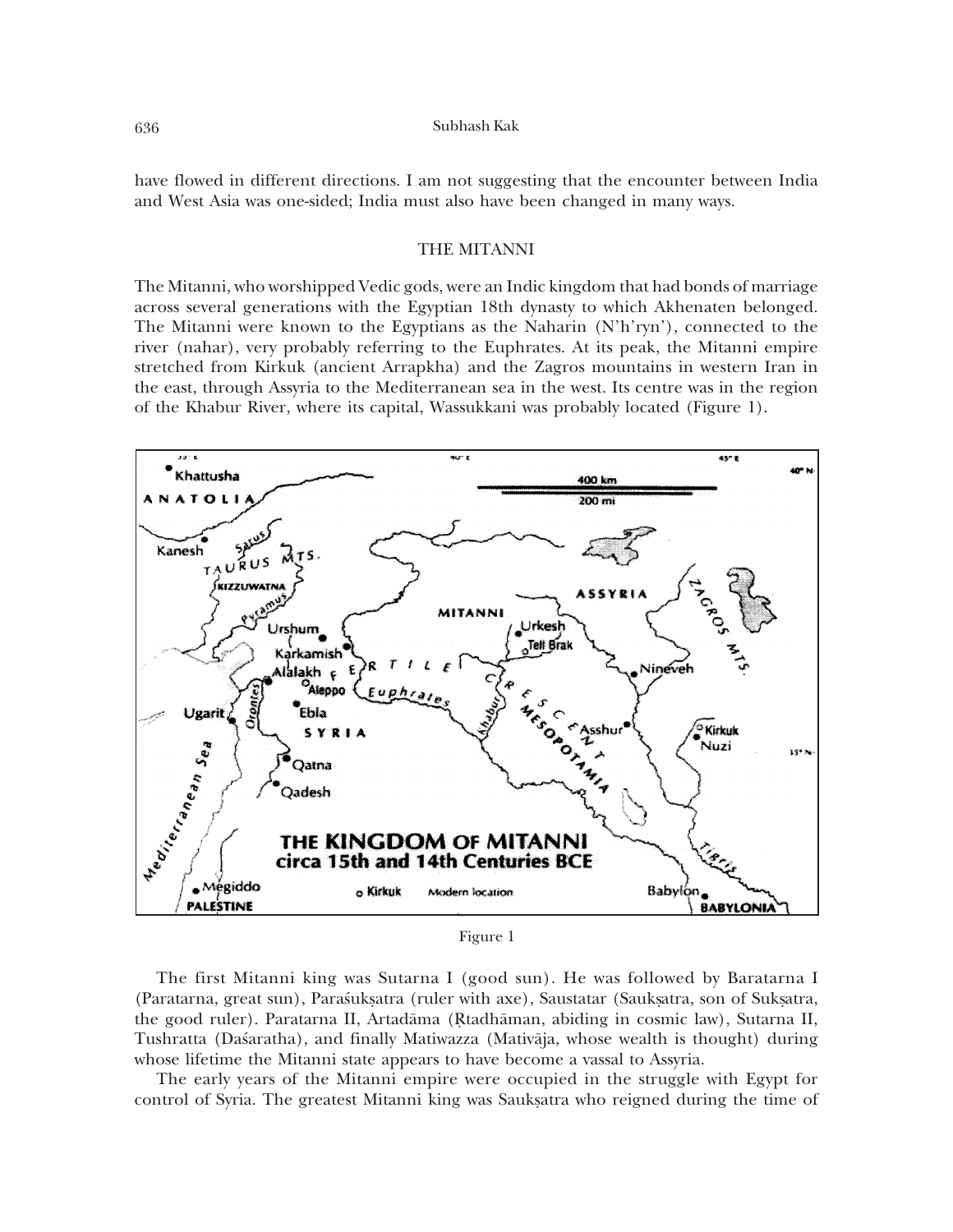have flowed in different directions. I am not suggesting that the encounter between India and West Asia was one-sided; India must also have been changed in many ways.

## THE MITANNI

The Mitanni, who worshipped Vedic gods, were an Indic kingdom that had bonds of marriage across several generations with the Egyptian 18th dynasty to which Akhenaten belonged. The Mitanni were known to the Egyptians as the Naharin (N'h'ryn'), connected to the river (nahar), very probably referring to the Euphrates. At its peak, the Mitanni empire stretched from Kirkuk (ancient Arrapkha) and the Zagros mountains in western Iran in the east, through Assyria to the Mediterranean sea in the west. Its centre was in the region of the Khabur River, where its capital, Wassukkani was probably located (Figure 1).

Figure 1

The first Mitanni king was Sutarna I (good sun). He was followed by Baratarna I (Paratarna, great sun), Paraśukṣatra (ruler with axe), Saustatar (Saukṣatra, son of Sukṣatra, the good ruler). Paratarna II, Artadāma (Ṛtadhāman, abiding in cosmic law), Sutarna II, Tushratta (Daśaratha), and finally Matiwazza (Mativāja, whose wealth is thought) during whose lifetime the Mitanni state appears to have become a vassal to Assyria.

The early years of the Mitanni empire were occupied in the struggle with Egypt for control of Syria. The greatest Mitanni king was Saukṣatra who reigned during the time of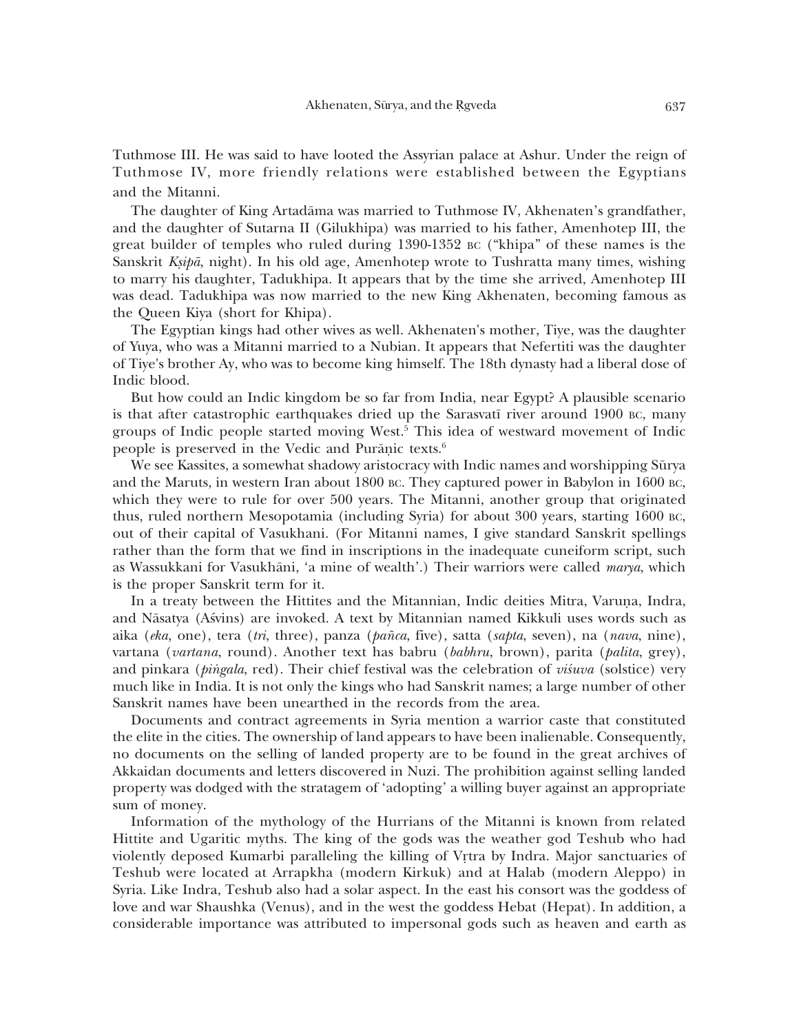Tuthmose III. He was said to have looted the Assyrian palace at Ashur. Under the reign of Tuthmose IV, more friendly relations were established between the Egyptians and the Mitanni.

The daughter of King Artadāma was married to Tuthmose IV, Akhenaten's grandfather, and the daughter of Sutarna II (Gilukhipa) was married to his father, Amenhotep III, the great builder of temples who ruled during 1390-1352 BC ("khipa" of these names is the Sanskrit *Kṣipā*, night). In his old age, Amenhotep wrote to Tushratta many times, wishing to marry his daughter, Tadukhipa. It appears that by the time she arrived, Amenhotep III was dead. Tadukhipa was now married to the new King Akhenaten, becoming famous as the Queen Kiya (short for Khipa).

The Egyptian kings had other wives as well. Akhenaten's mother, Tiye, was the daughter of Yuya, who was a Mitanni married to a Nubian. It appears that Nefertiti was the daughter of Tiye's brother Ay, who was to become king himself. The 18th dynasty had a liberal dose of Indic blood.

But how could an Indic kingdom be so far from India, near Egypt? A plausible scenario is that after catastrophic earthquakes dried up the Sarasvatī river around 1900 BC, many groups of Indic people started moving West.[5] This idea of westward movement of Indic people is preserved in the Vedic and Purāṇic texts.[6]

We see Kassites, a somewhat shadowy aristocracy with Indic names and worshipping Sūrya and the Maruts, in western Iran about 1800 BC. They captured power in Babylon in 1600 BC, which they were to rule for over 500 years. The Mitanni, another group that originated thus, ruled northern Mesopotamia (including Syria) for about 300 years, starting 1600 BC, out of their capital of Vasukhani. (For Mitanni names, I give standard Sanskrit spellings rather than the form that we find in inscriptions in the inadequate cuneiform script, such as Wassukkani for Vasukhāni, 'a mine of wealth'.) Their warriors were called *marya*, which is the proper Sanskrit term for it.

In a treaty between the Hittites and the Mitannian, Indic deities Mitra, Varuṇa, Indra, and Nāsatya (Aśvins) are invoked. A text by Mitannian named Kikkuli uses words such as aika (*eka,* one), tera (*tri*, three), panza (*pañca*, five), satta (*sapta*, seven), na (*nava*, nine), vartana (*vartana*, round). Another text has babru (*babhru*, brown), parita (*palita*, grey), and pinkara (*piṅgala*, red). Their chief festival was the celebration of *viśuva* (solstice) very much like in India. It is not only the kings who had Sanskrit names; a large number of other Sanskrit names have been unearthed in the records from the area.

Documents and contract agreements in Syria mention a warrior caste that constituted the elite in the cities. The ownership of land appears to have been inalienable. Consequently, no documents on the selling of landed property are to be found in the great archives of Akkaidan documents and letters discovered in Nuzi. The prohibition against selling landed property was dodged with the stratagem of 'adopting' a willing buyer against an appropriate sum of money.

Information of the mythology of the Hurrians of the Mitanni is known from related Hittite and Ugaritic myths. The king of the gods was the weather god Teshub who had violently deposed Kumarbi paralleling the killing of Vṛtra by Indra. Major sanctuaries of Teshub were located at Arrapkha (modern Kirkuk) and at Halab (modern Aleppo) in Syria. Like Indra, Teshub also had a solar aspect. In the east his consort was the goddess of love and war Shaushka (Venus), and in the west the goddess Hebat (Hepat). In addition, a considerable importance was attributed to impersonal gods such as heaven and earth as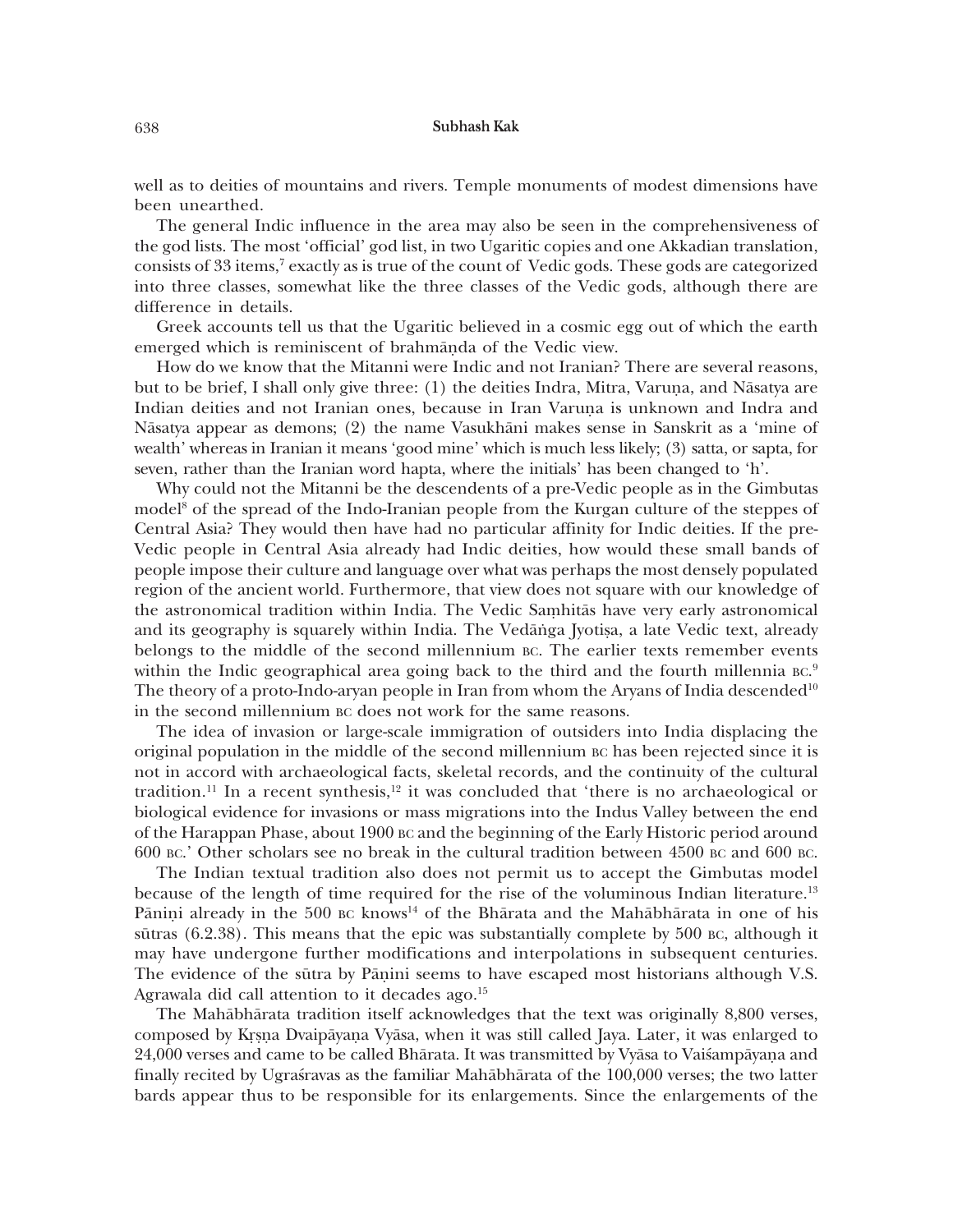well as to deities of mountains and rivers. Temple monuments of modest dimensions have been unearthed.

The general Indic influence in the area may also be seen in the comprehensiveness of the god lists. The most 'official' god list, in two Ugaritic copies and one Akkadian translation, consists of 33 items,[7] exactly as is true of the count of Vedic gods. These gods are categorized into three classes, somewhat like the three classes of the Vedic gods, although there are difference in details.

Greek accounts tell us that the Ugaritic believed in a cosmic egg out of which the earth emerged which is reminiscent of brahmāṇda of the Vedic view.

How do we know that the Mitanni were Indic and not Iranian? There are several reasons, but to be brief, I shall only give three: (1) the deities Indra, Mitra, Varuṇa, and Nāsatya are Indian deities and not Iranian ones, because in Iran Varuṇa is unknown and Indra and Nāsatya appear as demons; (2) the name Vasukhāni makes sense in Sanskrit as a 'mine of wealth' whereas in Iranian it means 'good mine' which is much less likely; (3) satta, or sapta, for seven, rather than the Iranian word hapta, where the initials' has been changed to 'h'.

Why could not the Mitanni be the descendents of a pre-Vedic people as in the Gimbutas model[8] of the spread of the Indo-Iranian people from the Kurgan culture of the steppes of Central Asia? They would then have had no particular affinity for Indic deities. If the pre-Vedic people in Central Asia already had Indic deities, how would these small bands of people impose their culture and language over what was perhaps the most densely populated region of the ancient world. Furthermore, that view does not square with our knowledge of the astronomical tradition within India. The Vedic Saṃhitās have very early astronomical and its geography is squarely within India. The Vedāṅga Jyotiṣa, a late Vedic text, already belongs to the middle of the second millennium BC. The earlier texts remember events within the Indic geographical area going back to the third and the fourth millennia BC.[9] The theory of a proto-Indo-aryan people in Iran from whom the Aryans of India descended[10] in the second millennium BC does not work for the same reasons.

The idea of invasion or large-scale immigration of outsiders into India displacing the original population in the middle of the second millennium BC has been rejected since it is not in accord with archaeological facts, skeletal records, and the continuity of the cultural tradition.[11] In a recent synthesis,[12] it was concluded that 'there is no archaeological or biological evidence for invasions or mass migrations into the Indus Valley between the end of the Harappan Phase, about 1900 BC and the beginning of the Early Historic period around 600 BC.' Other scholars see no break in the cultural tradition between 4500 BC and 600 BC.

The Indian textual tradition also does not permit us to accept the Gimbutas model because of the length of time required for the rise of the voluminous Indian literature.[13] Pāniṇi already in the 500 BC knows[14] of the Bhārata and the Mahābhārata in one of his sūtras (6.2.38). This means that the epic was substantially complete by 500 BC, although it may have undergone further modifications and interpolations in subsequent centuries. The evidence of the sūtra by Pāṇini seems to have escaped most historians although V.S. Agrawala did call attention to it decades ago.[15]

The Mahābhārata tradition itself acknowledges that the text was originally 8,800 verses, composed by Kṛṣṇa Dvaipāyaṇa Vyāsa, when it was still called Jaya. Later, it was enlarged to 24,000 verses and came to be called Bhārata. It was transmitted by Vyāsa to Vaiśampāyaṇa and finally recited by Ugraśravas as the familiar Mahābhārata of the 100,000 verses; the two latter bards appear thus to be responsible for its enlargements. Since the enlargements of the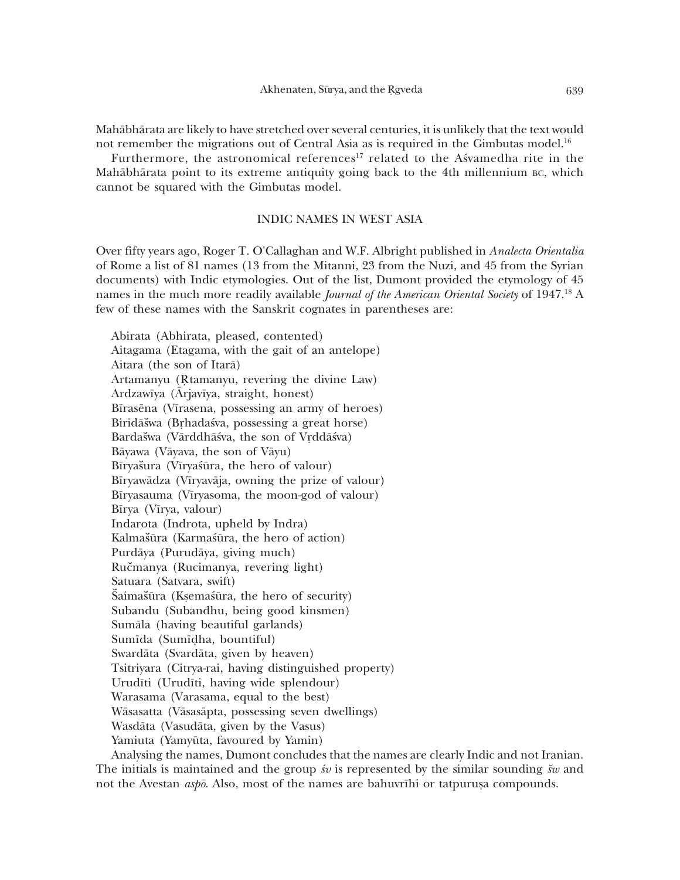Mahābhārata are likely to have stretched over several centuries, it is unlikely that the text would not remember the migrations out of Central Asia as is required in the Gimbutas model.[16]

Furthermore, the astronomical references[17] related to the Aśvamedha rite in the Mahābhārata point to its extreme antiquity going back to the 4th millennium BC, which cannot be squared with the Gimbutas model.

## INDIC NAMES IN WEST ASIA

Over fifty years ago, Roger T. O'Callaghan and W.F. Albright published in *Analecta Orientalia* of Rome a list of 81 names (13 from the Mitanni, 23 from the Nuzi, and 45 from the Syrian documents) with Indic etymologies. Out of the list, Dumont provided the etymology of 45 names in the much more readily available *Journal of the American Oriental Society* of 1947.[18] A few of these names with the Sanskrit cognates in parentheses are:

Abirata (Abhirata, pleased, contented)
Aitagama (Etagama, with the gait of an antelope)
Aitara (the son of Itarā)
Artamanyu (Ṛtamanyu, revering the divine Law)
Ardzawīya (Ārjavīya, straight, honest)
Bīrasēna (Vīrasena, possessing an army of heroes)
Biridāšwa (Bṛhadaśva, possessing a great horse)
Bardašwa (Vārddhāśva, the son of Vṛddāśva)
Bāyawa (Vāyava, the son of Vāyu)
Bīryašura (Vīryaśūra, the hero of valour)
Bīryawādza (Vīryavāja, owning the prize of valour)
Bīryasauma (Vīryasoma, the moon-god of valour)
Bīrya (Vīrya, valour)
Indarota (Indrota, upheld by Indra)
Kalmašūra (Karmaśūra, the hero of action)
Purdāya (Purudāya, giving much)
Ručmanya (Rucimanya, revering light)
Satuara (Satvara, swift)
Šaimašūra (Kṣemaśūra, the hero of security)
Subandu (Subandhu, being good kinsmen)
Sumāla (having beautiful garlands)
Sumīda (Sumīḍha, bountiful)
Swardāta (Svardāta, given by heaven)
Tsitriyara (Citrya-rai, having distinguished property)
Urudīti (Urudīti, having wide splendour)
Warasama (Varasama, equal to the best)
Wāsasatta (Vāsasāpta, possessing seven dwellings)
Wasdāta (Vasudāta, given by the Vasus)
Yamiuta (Yamyūta, favoured by Yamin)

Analysing the names, Dumont concludes that the names are clearly Indic and not Iranian. The initials is maintained and the group *śv* is represented by the similar sounding *šw* and not the Avestan *aspō*. Also, most of the names are bahuvrīhi or tatpuruṣa compounds.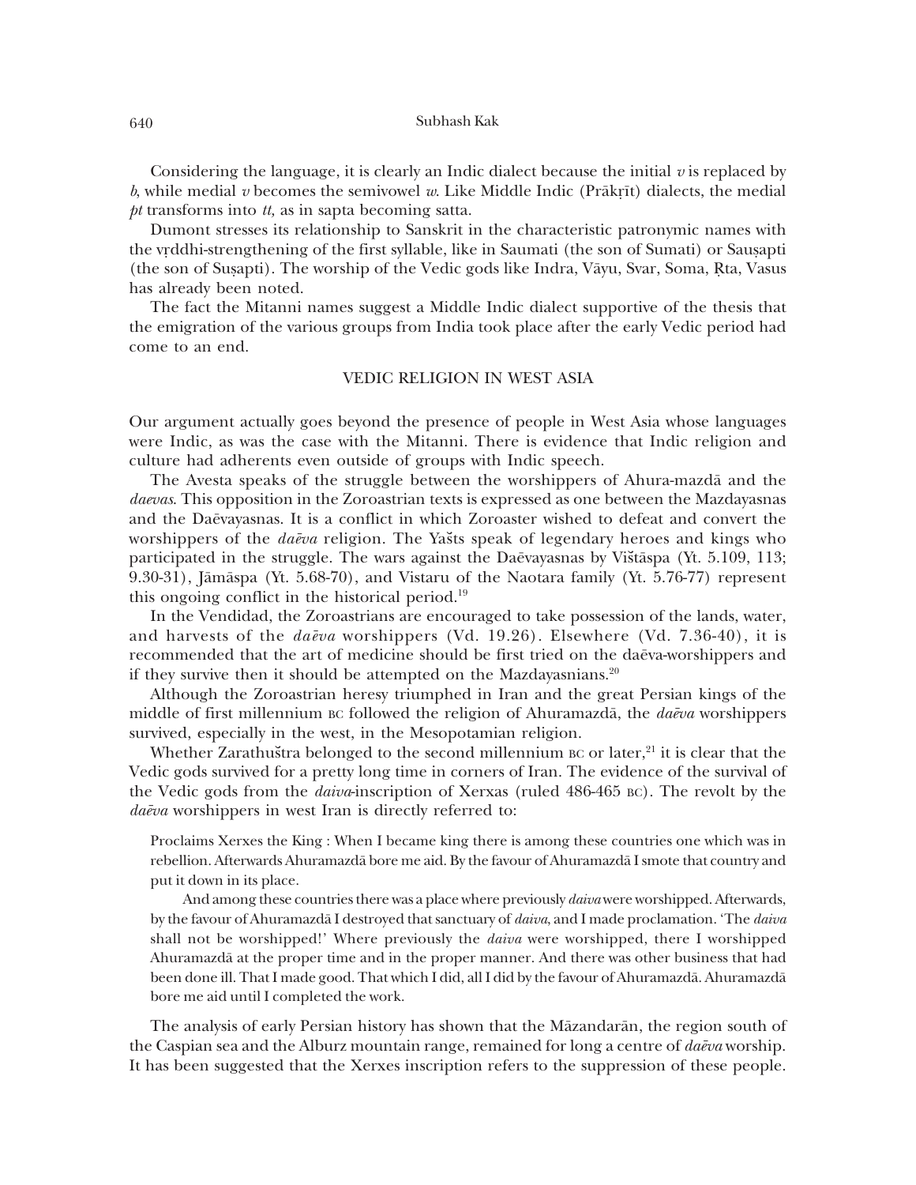Considering the language, it is clearly an Indic dialect because the initial *v* is replaced by *b*, while medial *v* becomes the semivowel *w*. Like Middle Indic (Prākṛīt) dialects, the medial *pt* transforms into *tt*, as in sapta becoming satta.

Dumont stresses its relationship to Sanskrit in the characteristic patronymic names with the vṛddhi-strengthening of the first syllable, like in Saumati (the son of Sumati) or Sauṣapti (the son of Suṣapti). The worship of the Vedic gods like Indra, Vāyu, Svar, Soma, Ṛta, Vasus has already been noted.

The fact the Mitanni names suggest a Middle Indic dialect supportive of the thesis that the emigration of the various groups from India took place after the early Vedic period had come to an end.

## VEDIC RELIGION IN WEST ASIA

Our argument actually goes beyond the presence of people in West Asia whose languages were Indic, as was the case with the Mitanni. There is evidence that Indic religion and culture had adherents even outside of groups with Indic speech.

The Avesta speaks of the struggle between the worshippers of Ahura-mazdā and the *daevas*. This opposition in the Zoroastrian texts is expressed as one between the Mazdayasnas and the Daēvayasnas. It is a conflict in which Zoroaster wished to defeat and convert the worshippers of the *daēva* religion. The Yašts speak of legendary heroes and kings who participated in the struggle. The wars against the Daēvayasnas by Vištāspa (Yt. 5.109, 113; 9.30-31), Jāmāspa (Yt. 5.68-70), and Vistaru of the Naotara family (Yt. 5.76-77) represent this ongoing conflict in the historical period.[19]

In the Vendidad, the Zoroastrians are encouraged to take possession of the lands, water, and harvests of the *daēva* worshippers (Vd. 19.26). Elsewhere (Vd. 7.36-40), it is recommended that the art of medicine should be first tried on the daēva-worshippers and if they survive then it should be attempted on the Mazdayasnians.[20]

Although the Zoroastrian heresy triumphed in Iran and the great Persian kings of the middle of first millennium BC followed the religion of Ahuramazdā, the *daēva* worshippers survived, especially in the west, in the Mesopotamian religion.

Whether Zarathuštra belonged to the second millennium BC or later,[21] it is clear that the Vedic gods survived for a pretty long time in corners of Iran. The evidence of the survival of the Vedic gods from the *daiva*-inscription of Xerxas (ruled 486-465 BC). The revolt by the *daēva* worshippers in west Iran is directly referred to:

> Proclaims Xerxes the King : When I became king there is among these countries one which was in rebellion. Afterwards Ahuramazdā bore me aid. By the favour of Ahuramazdā I smote that country and put it down in its place.
>
> And among these countries there was a place where previously *daiva* were worshipped. Afterwards, by the favour of Ahuramazdā I destroyed that sanctuary of *daiva*, and I made proclamation. 'The *daiva* shall not be worshipped!' Where previously the *daiva* were worshipped, there I worshipped Ahuramazdā at the proper time and in the proper manner. And there was other business that had been done ill. That I made good. That which I did, all I did by the favour of Ahuramazdā. Ahuramazdā bore me aid until I completed the work.

The analysis of early Persian history has shown that the Māzandarān, the region south of the Caspian sea and the Alburz mountain range, remained for long a centre of *daēva* worship. It has been suggested that the Xerxes inscription refers to the suppression of these people.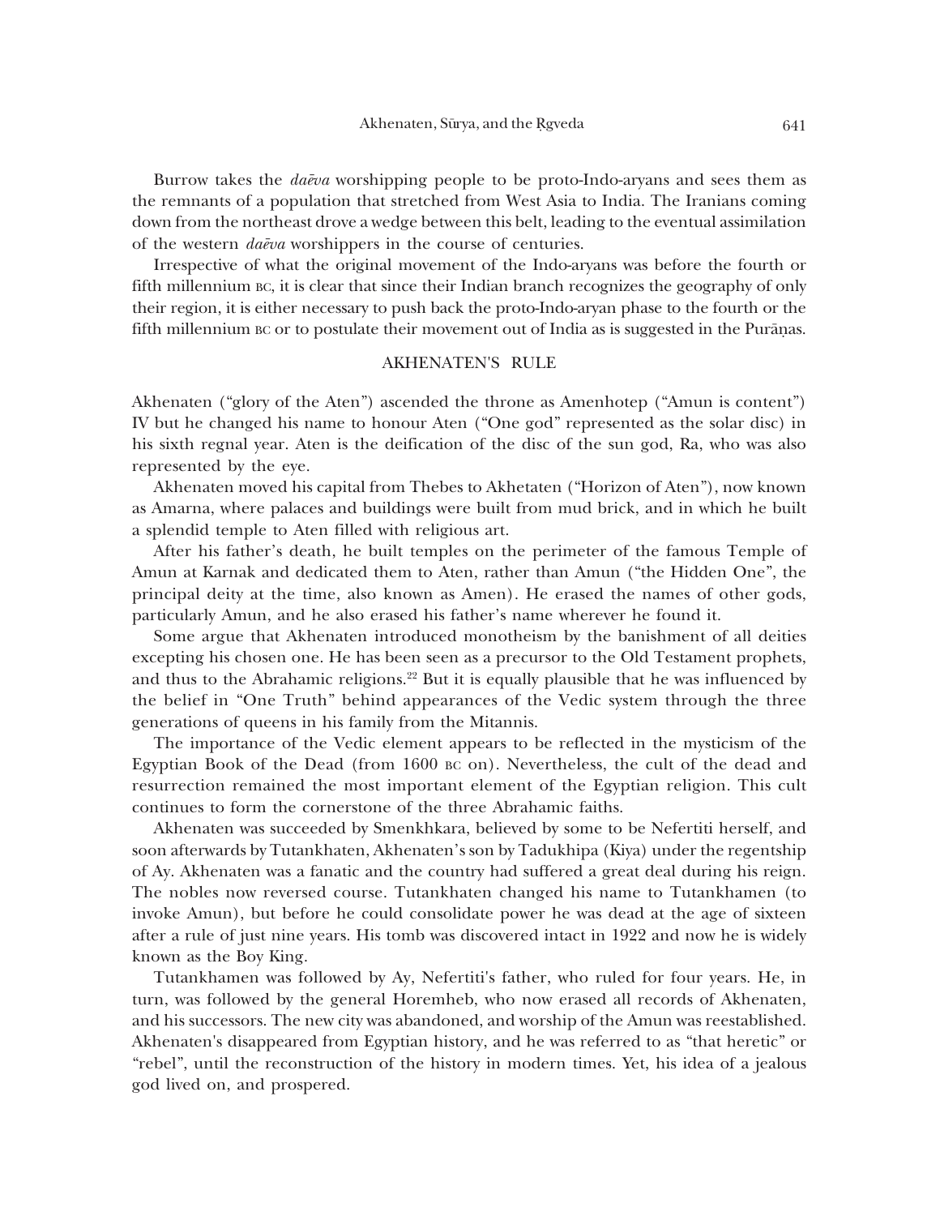Burrow takes the *daēva* worshipping people to be proto-Indo-aryans and sees them as the remnants of a population that stretched from West Asia to India. The Iranians coming down from the northeast drove a wedge between this belt, leading to the eventual assimilation of the western *daēva* worshippers in the course of centuries.

Irrespective of what the original movement of the Indo-aryans was before the fourth or fifth millennium BC, it is clear that since their Indian branch recognizes the geography of only their region, it is either necessary to push back the proto-Indo-aryan phase to the fourth or the fifth millennium BC or to postulate their movement out of India as is suggested in the Purāṇas.

## AKHENATEN'S RULE

Akhenaten ("glory of the Aten") ascended the throne as Amenhotep ("Amun is content") IV but he changed his name to honour Aten ("One god" represented as the solar disc) in his sixth regnal year. Aten is the deification of the disc of the sun god, Ra, who was also represented by the eye.

Akhenaten moved his capital from Thebes to Akhetaten ("Horizon of Aten"), now known as Amarna, where palaces and buildings were built from mud brick, and in which he built a splendid temple to Aten filled with religious art.

After his father's death, he built temples on the perimeter of the famous Temple of Amun at Karnak and dedicated them to Aten, rather than Amun ("the Hidden One", the principal deity at the time, also known as Amen). He erased the names of other gods, particularly Amun, and he also erased his father's name wherever he found it.

Some argue that Akhenaten introduced monotheism by the banishment of all deities excepting his chosen one. He has been seen as a precursor to the Old Testament prophets, and thus to the Abrahamic religions.[22] But it is equally plausible that he was influenced by the belief in "One Truth" behind appearances of the Vedic system through the three generations of queens in his family from the Mitannis.

The importance of the Vedic element appears to be reflected in the mysticism of the Egyptian Book of the Dead (from 1600 BC on). Nevertheless, the cult of the dead and resurrection remained the most important element of the Egyptian religion. This cult continues to form the cornerstone of the three Abrahamic faiths.

Akhenaten was succeeded by Smenkhkara, believed by some to be Nefertiti herself, and soon afterwards by Tutankhaten, Akhenaten's son by Tadukhipa (Kiya) under the regentship of Ay. Akhenaten was a fanatic and the country had suffered a great deal during his reign. The nobles now reversed course. Tutankhaten changed his name to Tutankhamen (to invoke Amun), but before he could consolidate power he was dead at the age of sixteen after a rule of just nine years. His tomb was discovered intact in 1922 and now he is widely known as the Boy King.

Tutankhamen was followed by Ay, Nefertiti's father, who ruled for four years. He, in turn, was followed by the general Horemheb, who now erased all records of Akhenaten, and his successors. The new city was abandoned, and worship of the Amun was reestablished. Akhenaten's disappeared from Egyptian history, and he was referred to as "that heretic" or "rebel", until the reconstruction of the history in modern times. Yet, his idea of a jealous god lived on, and prospered.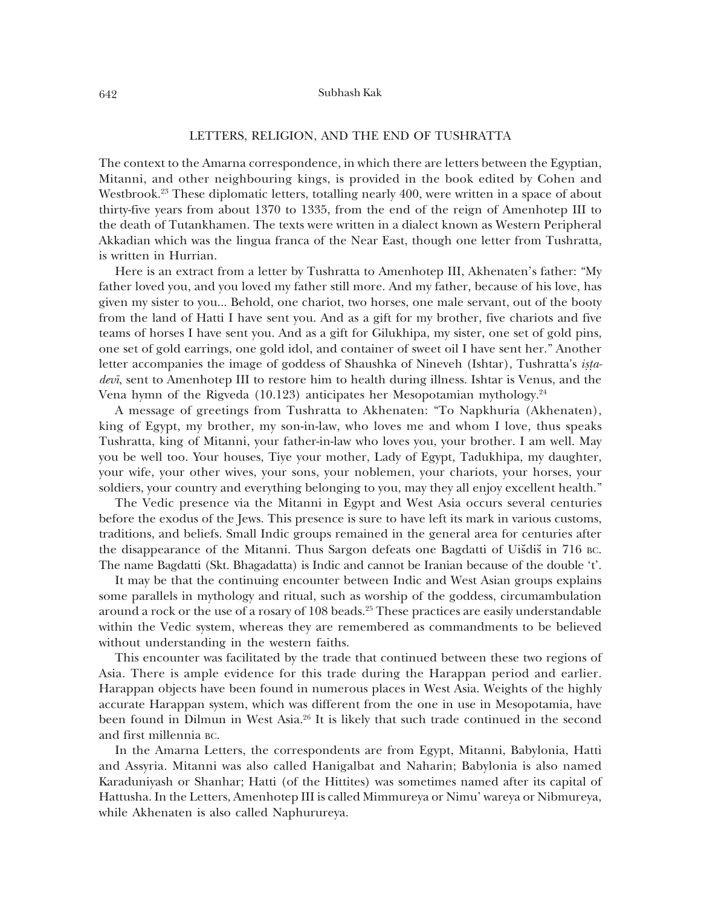## LETTERS, RELIGION, AND THE END OF TUSHRATTA

The context to the Amarna correspondence, in which there are letters between the Egyptian, Mitanni, and other neighbouring kings, is provided in the book edited by Cohen and Westbrook.[23] These diplomatic letters, totalling nearly 400, were written in a space of about thirty-five years from about 1370 to 1335, from the end of the reign of Amenhotep III to the death of Tutankhamen. The texts were written in a dialect known as Western Peripheral Akkadian which was the lingua franca of the Near East, though one letter from Tushratta, is written in Hurrian.

Here is an extract from a letter by Tushratta to Amenhotep III, Akhenaten's father: "My father loved you, and you loved my father still more. And my father, because of his love, has given my sister to you... Behold, one chariot, two horses, one male servant, out of the booty from the land of Hatti I have sent you. And as a gift for my brother, five chariots and five teams of horses I have sent you. And as a gift for Gilukhipa, my sister, one set of gold pins, one set of gold earrings, one gold idol, and container of sweet oil I have sent her." Another letter accompanies the image of goddess of Shaushka of Nineveh (Ishtar), Tushratta's *iṣṭa-devī*, sent to Amenhotep III to restore him to health during illness. Ishtar is Venus, and the Vena hymn of the Rigveda (10.123) anticipates her Mesopotamian mythology.[24]

A message of greetings from Tushratta to Akhenaten: "To Napkhuria (Akhenaten), king of Egypt, my brother, my son-in-law, who loves me and whom I love, thus speaks Tushratta, king of Mitanni, your father-in-law who loves you, your brother. I am well. May you be well too. Your houses, Tiye your mother, Lady of Egypt, Tadukhipa, my daughter, your wife, your other wives, your sons, your noblemen, your chariots, your horses, your soldiers, your country and everything belonging to you, may they all enjoy excellent health."

The Vedic presence via the Mitanni in Egypt and West Asia occurs several centuries before the exodus of the Jews. This presence is sure to have left its mark in various customs, traditions, and beliefs. Small Indic groups remained in the general area for centuries after the disappearance of the Mitanni. Thus Sargon defeats one Bagdatti of Uišdiš in 716 BC. The name Bagdatti (Skt. Bhagadatta) is Indic and cannot be Iranian because of the double 't'.

It may be that the continuing encounter between Indic and West Asian groups explains some parallels in mythology and ritual, such as worship of the goddess, circumambulation around a rock or the use of a rosary of 108 beads.[25] These practices are easily understandable within the Vedic system, whereas they are remembered as commandments to be believed without understanding in the western faiths.

This encounter was facilitated by the trade that continued between these two regions of Asia. There is ample evidence for this trade during the Harappan period and earlier. Harappan objects have been found in numerous places in West Asia. Weights of the highly accurate Harappan system, which was different from the one in use in Mesopotamia, have been found in Dilmun in West Asia.[26] It is likely that such trade continued in the second and first millennia BC.

In the Amarna Letters, the correspondents are from Egypt, Mitanni, Babylonia, Hatti and Assyria. Mitanni was also called Hanigalbat and Naharin; Babylonia is also named Karaduniyash or Shanhar; Hatti (of the Hittites) was sometimes named after its capital of Hattusha. In the Letters, Amenhotep III is called Mimmureya or Nimu' wareya or Nibmureya, while Akhenaten is also called Naphurureya.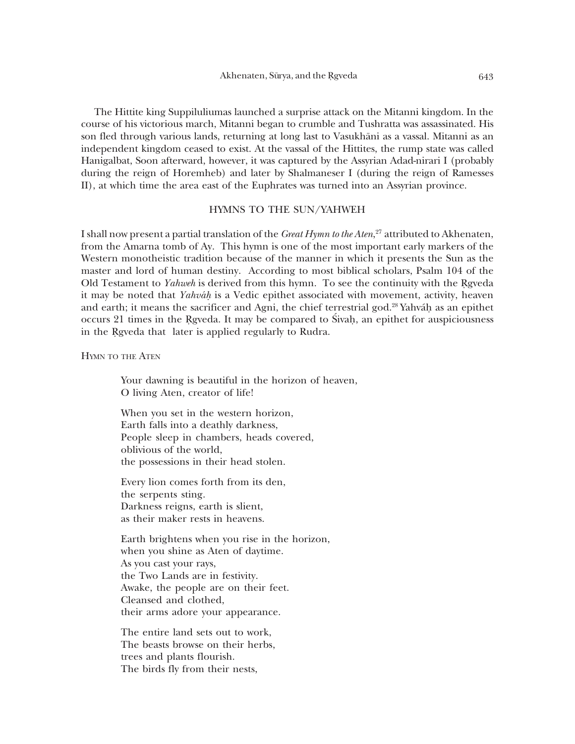The Hittite king Suppiluliumas launched a surprise attack on the Mitanni kingdom. In the course of his victorious march, Mitanni began to crumble and Tushratta was assassinated. His son fled through various lands, returning at long last to Vasukhāni as a vassal. Mitanni as an independent kingdom ceased to exist. At the vassal of the Hittites, the rump state was called Hanigalbat, Soon afterward, however, it was captured by the Assyrian Adad-nirari I (probably during the reign of Horemheb) and later by Shalmaneser I (during the reign of Ramesses II), at which time the area east of the Euphrates was turned into an Assyrian province.

## HYMNS TO THE SUN/YAHWEH

I shall now present a partial translation of the *Great Hymn to the Aten*,[27] attributed to Akhenaten, from the Amarna tomb of Ay. This hymn is one of the most important early markers of the Western monotheistic tradition because of the manner in which it presents the Sun as the master and lord of human destiny. According to most biblical scholars, Psalm 104 of the Old Testament to *Yahweh* is derived from this hymn. To see the continuity with the Ṛgveda it may be noted that *Yahváḥ* is a Vedic epithet associated with movement, activity, heaven and earth; it means the sacrificer and Agni, the chief terrestrial god.[28] Yahváḥ as an epithet occurs 21 times in the Ṛgveda. It may be compared to Śivaḥ, an epithet for auspiciousness in the Ṛgveda that later is applied regularly to Rudra.

### Hymn to the Aten

Your dawning is beautiful in the horizon of heaven,  
O living Aten, creator of life!

When you set in the western horizon,  
Earth falls into a deathly darkness,  
People sleep in chambers, heads covered,  
oblivious of the world,  
the possessions in their head stolen.

Every lion comes forth from its den,  
the serpents sting.  
Darkness reigns, earth is slient,  
as their maker rests in heavens.

Earth brightens when you rise in the horizon,  
when you shine as Aten of daytime.  
As you cast your rays,  
the Two Lands are in festivity.  
Awake, the people are on their feet.  
Cleansed and clothed,  
their arms adore your appearance.

The entire land sets out to work,  
The beasts browse on their herbs,  
trees and plants flourish.  
The birds fly from their nests,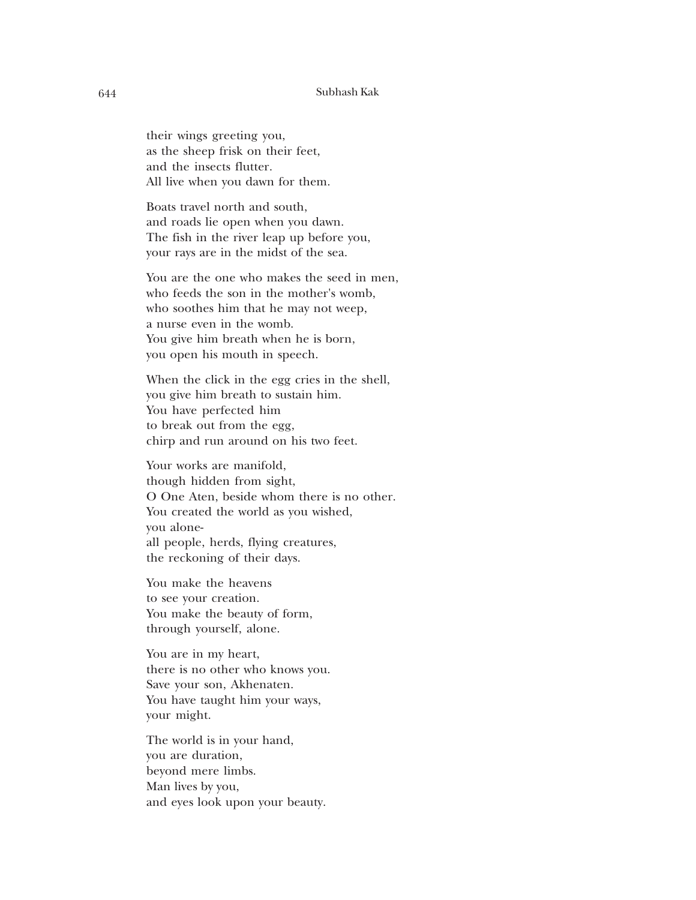their wings greeting you,
as the sheep frisk on their feet,
and the insects flutter.
All live when you dawn for them.

Boats travel north and south,
and roads lie open when you dawn.
The fish in the river leap up before you,
your rays are in the midst of the sea.

You are the one who makes the seed in men,
who feeds the son in the mother's womb,
who soothes him that he may not weep,
a nurse even in the womb.
You give him breath when he is born,
you open his mouth in speech.

When the click in the egg cries in the shell,
you give him breath to sustain him.
You have perfected him
to break out from the egg,
chirp and run around on his two feet.

Your works are manifold,
though hidden from sight,
O One Aten, beside whom there is no other.
You created the world as you wished,
you alone-
all people, herds, flying creatures,
the reckoning of their days.

You make the heavens
to see your creation.
You make the beauty of form,
through yourself, alone.

You are in my heart,
there is no other who knows you.
Save your son, Akhenaten.
You have taught him your ways,
your might.

The world is in your hand,
you are duration,
beyond mere limbs.
Man lives by you,
and eyes look upon your beauty.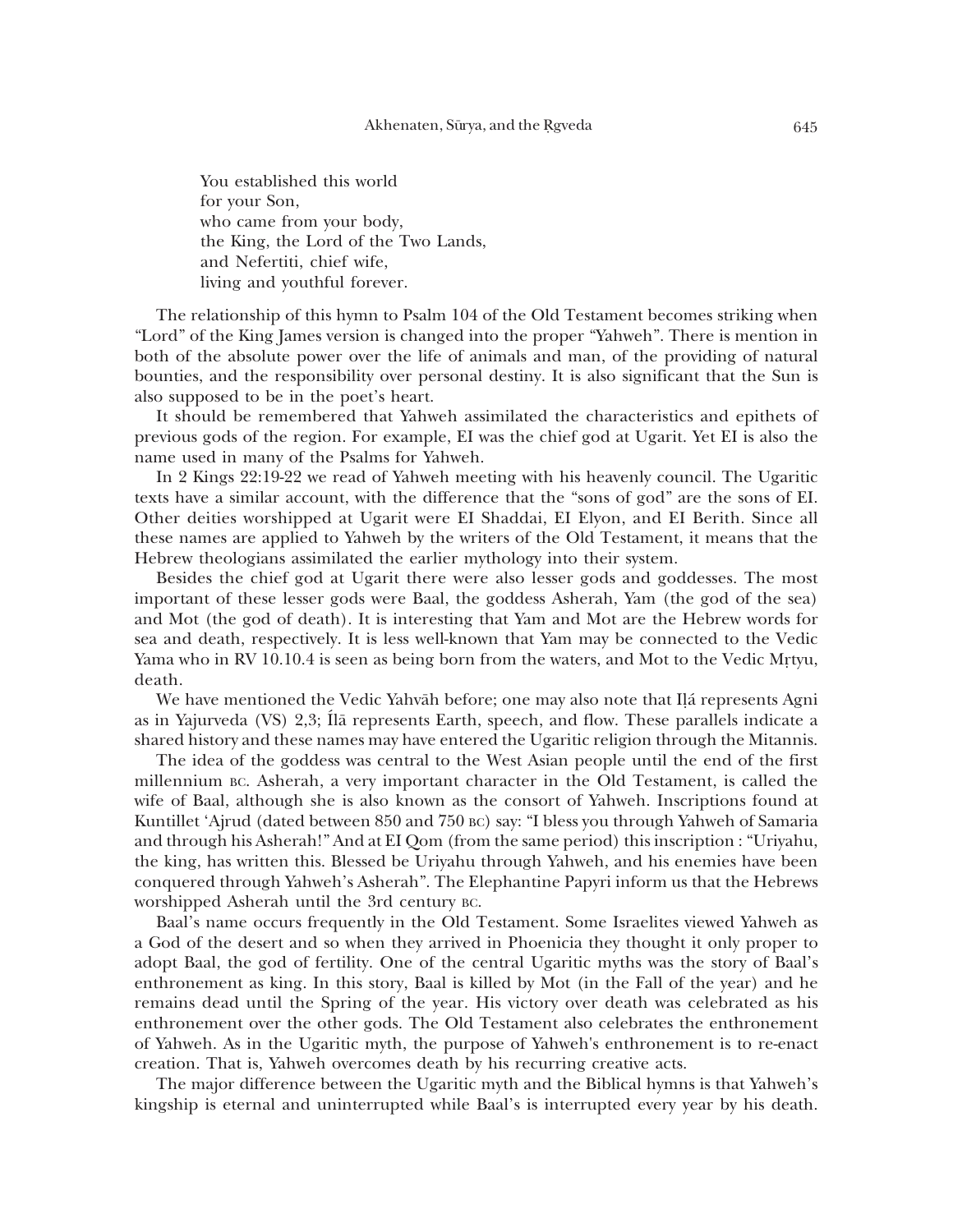You established this world  
for your Son,  
who came from your body,  
the King, the Lord of the Two Lands,  
and Nefertiti, chief wife,  
living and youthful forever.

The relationship of this hymn to Psalm 104 of the Old Testament becomes striking when "Lord" of the King James version is changed into the proper "Yahweh". There is mention in both of the absolute power over the life of animals and man, of the providing of natural bounties, and the responsibility over personal destiny. It is also significant that the Sun is also supposed to be in the poet's heart.

It should be remembered that Yahweh assimilated the characteristics and epithets of previous gods of the region. For example, EI was the chief god at Ugarit. Yet EI is also the name used in many of the Psalms for Yahweh.

In 2 Kings 22:19-22 we read of Yahweh meeting with his heavenly council. The Ugaritic texts have a similar account, with the difference that the "sons of god" are the sons of EI. Other deities worshipped at Ugarit were EI Shaddai, EI Elyon, and EI Berith. Since all these names are applied to Yahweh by the writers of the Old Testament, it means that the Hebrew theologians assimilated the earlier mythology into their system.

Besides the chief god at Ugarit there were also lesser gods and goddesses. The most important of these lesser gods were Baal, the goddess Asherah, Yam (the god of the sea) and Mot (the god of death). It is interesting that Yam and Mot are the Hebrew words for sea and death, respectively. It is less well-known that Yam may be connected to the Vedic Yama who in RV 10.10.4 is seen as being born from the waters, and Mot to the Vedic Mṛtyu, death.

We have mentioned the Vedic Yahvāh before; one may also note that Iḷá represents Agni as in Yajurveda (VS) 2,3; Íḷā represents Earth, speech, and flow. These parallels indicate a shared history and these names may have entered the Ugaritic religion through the Mitannis.

The idea of the goddess was central to the West Asian people until the end of the first millennium BC. Asherah, a very important character in the Old Testament, is called the wife of Baal, although she is also known as the consort of Yahweh. Inscriptions found at Kuntillet 'Ajrud (dated between 850 and 750 BC) say: "I bless you through Yahweh of Samaria and through his Asherah!" And at EI Qom (from the same period) this inscription : "Uriyahu, the king, has written this. Blessed be Uriyahu through Yahweh, and his enemies have been conquered through Yahweh's Asherah". The Elephantine Papyri inform us that the Hebrews worshipped Asherah until the 3rd century BC.

Baal's name occurs frequently in the Old Testament. Some Israelites viewed Yahweh as a God of the desert and so when they arrived in Phoenicia they thought it only proper to adopt Baal, the god of fertility. One of the central Ugaritic myths was the story of Baal's enthronement as king. In this story, Baal is killed by Mot (in the Fall of the year) and he remains dead until the Spring of the year. His victory over death was celebrated as his enthronement over the other gods. The Old Testament also celebrates the enthronement of Yahweh. As in the Ugaritic myth, the purpose of Yahweh's enthronement is to re-enact creation. That is, Yahweh overcomes death by his recurring creative acts.

The major difference between the Ugaritic myth and the Biblical hymns is that Yahweh's kingship is eternal and uninterrupted while Baal's is interrupted every year by his death.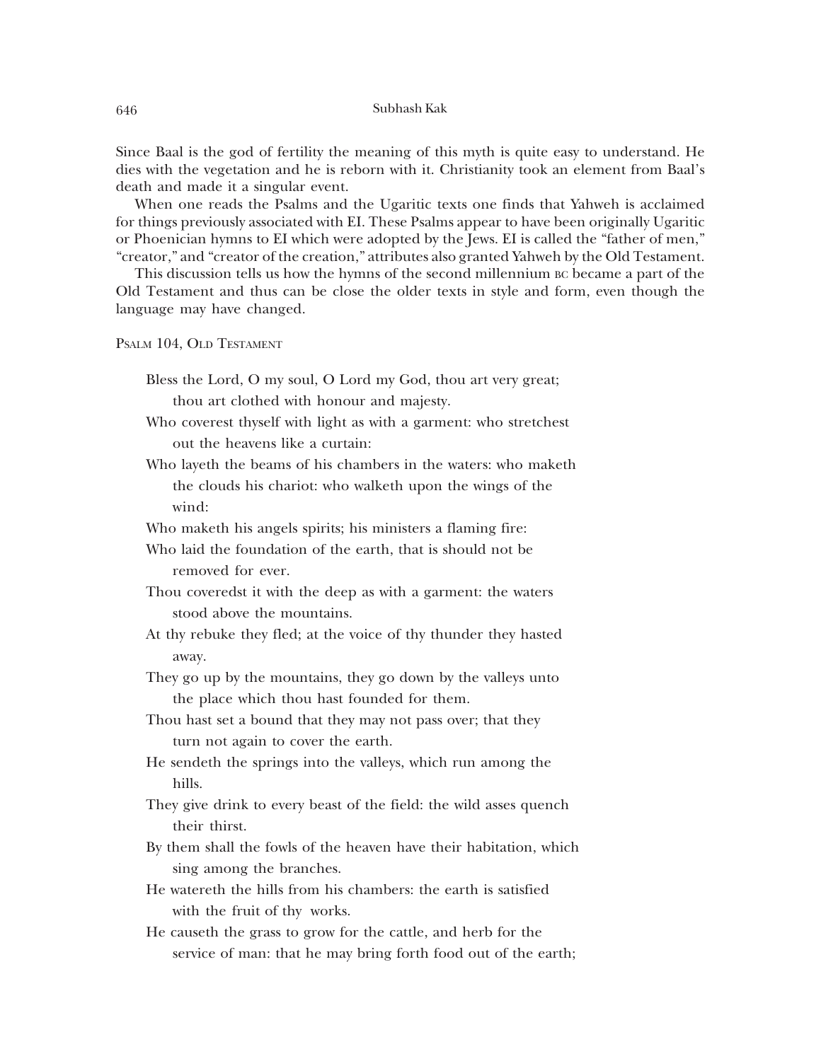Since Baal is the god of fertility the meaning of this myth is quite easy to understand. He dies with the vegetation and he is reborn with it. Christianity took an element from Baal's death and made it a singular event.

When one reads the Psalms and the Ugaritic texts one finds that Yahweh is acclaimed for things previously associated with EI. These Psalms appear to have been originally Ugaritic or Phoenician hymns to EI which were adopted by the Jews. EI is called the "father of men," "creator," and "creator of the creation," attributes also granted Yahweh by the Old Testament.

This discussion tells us how the hymns of the second millennium BC became a part of the Old Testament and thus can be close the older texts in style and form, even though the language may have changed.

Psalm 104, Old Testament

> Bless the Lord, O my soul, O Lord my God, thou art very great;
> thou art clothed with honour and majesty.
>
> Who coverest thyself with light as with a garment: who stretchest
> out the heavens like a curtain:
>
> Who layeth the beams of his chambers in the waters: who maketh
> the clouds his chariot: who walketh upon the wings of the
> wind:
>
> Who maketh his angels spirits; his ministers a flaming fire:
>
> Who laid the foundation of the earth, that is should not be
> removed for ever.
>
> Thou coveredst it with the deep as with a garment: the waters
> stood above the mountains.
>
> At thy rebuke they fled; at the voice of thy thunder they hasted
> away.
>
> They go up by the mountains, they go down by the valleys unto
> the place which thou hast founded for them.
>
> Thou hast set a bound that they may not pass over; that they
> turn not again to cover the earth.
>
> He sendeth the springs into the valleys, which run among the
> hills.
>
> They give drink to every beast of the field: the wild asses quench
> their thirst.
>
> By them shall the fowls of the heaven have their habitation, which
> sing among the branches.
>
> He watereth the hills from his chambers: the earth is satisfied
> with the fruit of thy works.
>
> He causeth the grass to grow for the cattle, and herb for the
> service of man: that he may bring forth food out of the earth;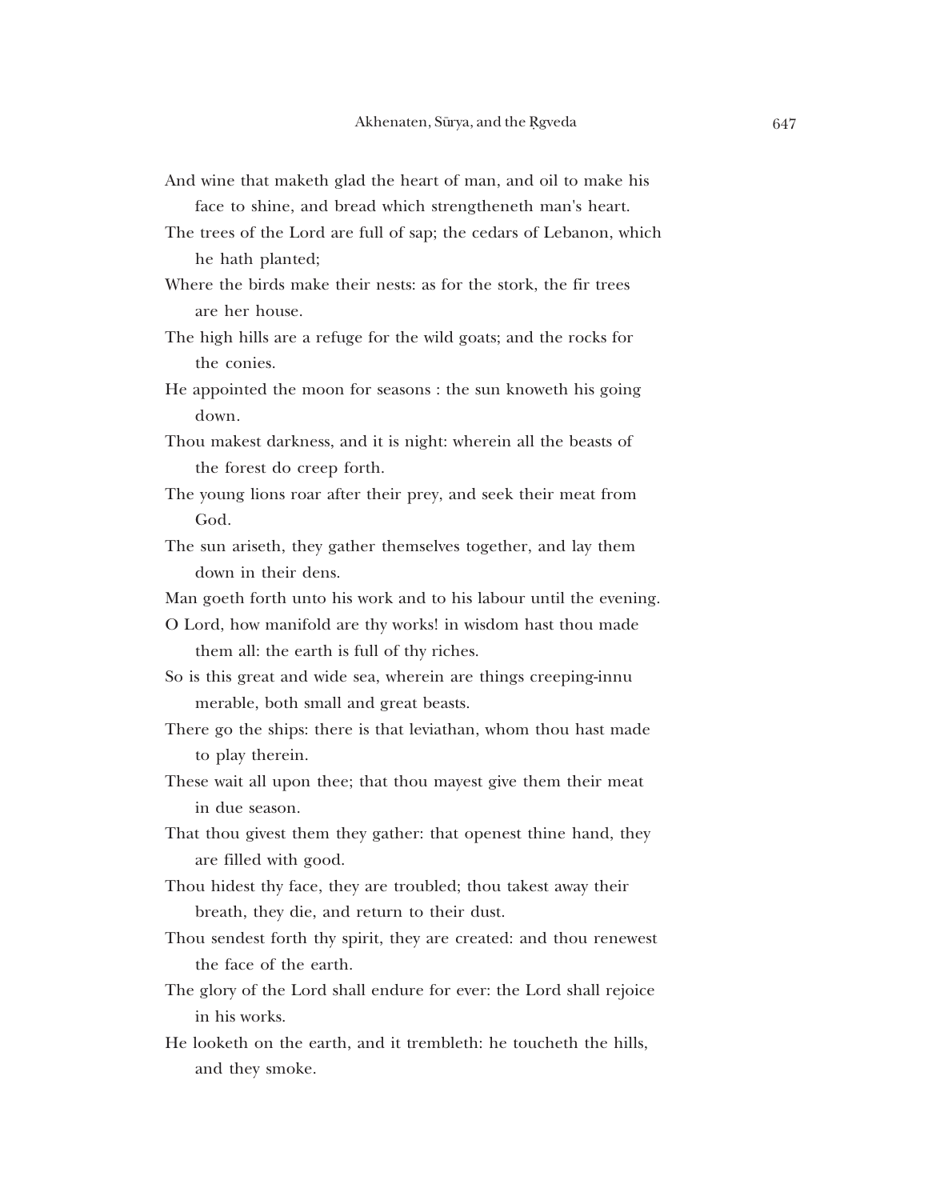And wine that maketh glad the heart of man, and oil to make his face to shine, and bread which strengtheneth man's heart.

The trees of the Lord are full of sap; the cedars of Lebanon, which he hath planted;

Where the birds make their nests: as for the stork, the fir trees are her house.

The high hills are a refuge for the wild goats; and the rocks for the conies.

He appointed the moon for seasons : the sun knoweth his going down.

Thou makest darkness, and it is night: wherein all the beasts of the forest do creep forth.

The young lions roar after their prey, and seek their meat from God.

The sun ariseth, they gather themselves together, and lay them down in their dens.

Man goeth forth unto his work and to his labour until the evening.

O Lord, how manifold are thy works! in wisdom hast thou made them all: the earth is full of thy riches.

So is this great and wide sea, wherein are things creeping-innumerable, both small and great beasts.

There go the ships: there is that leviathan, whom thou hast made to play therein.

These wait all upon thee; that thou mayest give them their meat in due season.

That thou givest them they gather: that openest thine hand, they are filled with good.

Thou hidest thy face, they are troubled; thou takest away their breath, they die, and return to their dust.

Thou sendest forth thy spirit, they are created: and thou renewest the face of the earth.

The glory of the Lord shall endure for ever: the Lord shall rejoice in his works.

He looketh on the earth, and it trembleth: he toucheth the hills, and they smoke.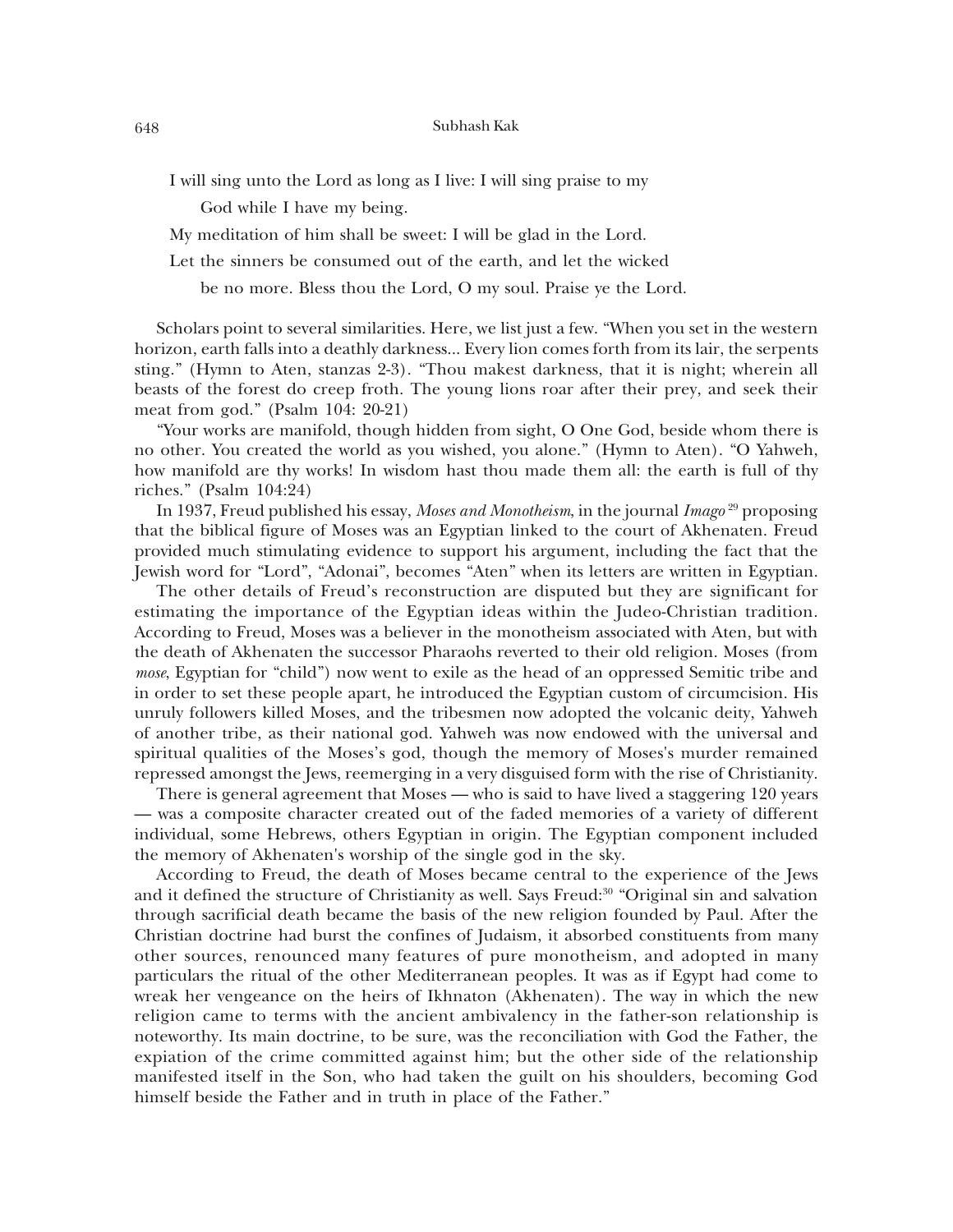I will sing unto the Lord as long as I live: I will sing praise to my
    God while I have my being.
My meditation of him shall be sweet: I will be glad in the Lord.
Let the sinners be consumed out of the earth, and let the wicked
    be no more. Bless thou the Lord, O my soul. Praise ye the Lord.

Scholars point to several similarities. Here, we list just a few. "When you set in the western horizon, earth falls into a deathly darkness... Every lion comes forth from its lair, the serpents sting." (Hymn to Aten, stanzas 2-3). "Thou makest darkness, that it is night; wherein all beasts of the forest do creep froth. The young lions roar after their prey, and seek their meat from god." (Psalm 104: 20-21)

"Your works are manifold, though hidden from sight, O One God, beside whom there is no other. You created the world as you wished, you alone." (Hymn to Aten). "O Yahweh, how manifold are thy works! In wisdom hast thou made them all: the earth is full of thy riches." (Psalm 104:24)

In 1937, Freud published his essay, *Moses and Monotheism*, in the journal *Imago*[29] proposing that the biblical figure of Moses was an Egyptian linked to the court of Akhenaten. Freud provided much stimulating evidence to support his argument, including the fact that the Jewish word for "Lord", "Adonai", becomes "Aten" when its letters are written in Egyptian.

The other details of Freud's reconstruction are disputed but they are significant for estimating the importance of the Egyptian ideas within the Judeo-Christian tradition. According to Freud, Moses was a believer in the monotheism associated with Aten, but with the death of Akhenaten the successor Pharaohs reverted to their old religion. Moses (from *mose*, Egyptian for "child") now went to exile as the head of an oppressed Semitic tribe and in order to set these people apart, he introduced the Egyptian custom of circumcision. His unruly followers killed Moses, and the tribesmen now adopted the volcanic deity, Yahweh of another tribe, as their national god. Yahweh was now endowed with the universal and spiritual qualities of the Moses's god, though the memory of Moses's murder remained repressed amongst the Jews, reemerging in a very disguised form with the rise of Christianity.

There is general agreement that Moses — who is said to have lived a staggering 120 years — was a composite character created out of the faded memories of a variety of different individual, some Hebrews, others Egyptian in origin. The Egyptian component included the memory of Akhenaten's worship of the single god in the sky.

According to Freud, the death of Moses became central to the experience of the Jews and it defined the structure of Christianity as well. Says Freud:[30] "Original sin and salvation through sacrificial death became the basis of the new religion founded by Paul. After the Christian doctrine had burst the confines of Judaism, it absorbed constituents from many other sources, renounced many features of pure monotheism, and adopted in many particulars the ritual of the other Mediterranean peoples. It was as if Egypt had come to wreak her vengeance on the heirs of Ikhnaton (Akhenaten). The way in which the new religion came to terms with the ancient ambivalency in the father-son relationship is noteworthy. Its main doctrine, to be sure, was the reconciliation with God the Father, the expiation of the crime committed against him; but the other side of the relationship manifested itself in the Son, who had taken the guilt on his shoulders, becoming God himself beside the Father and in truth in place of the Father."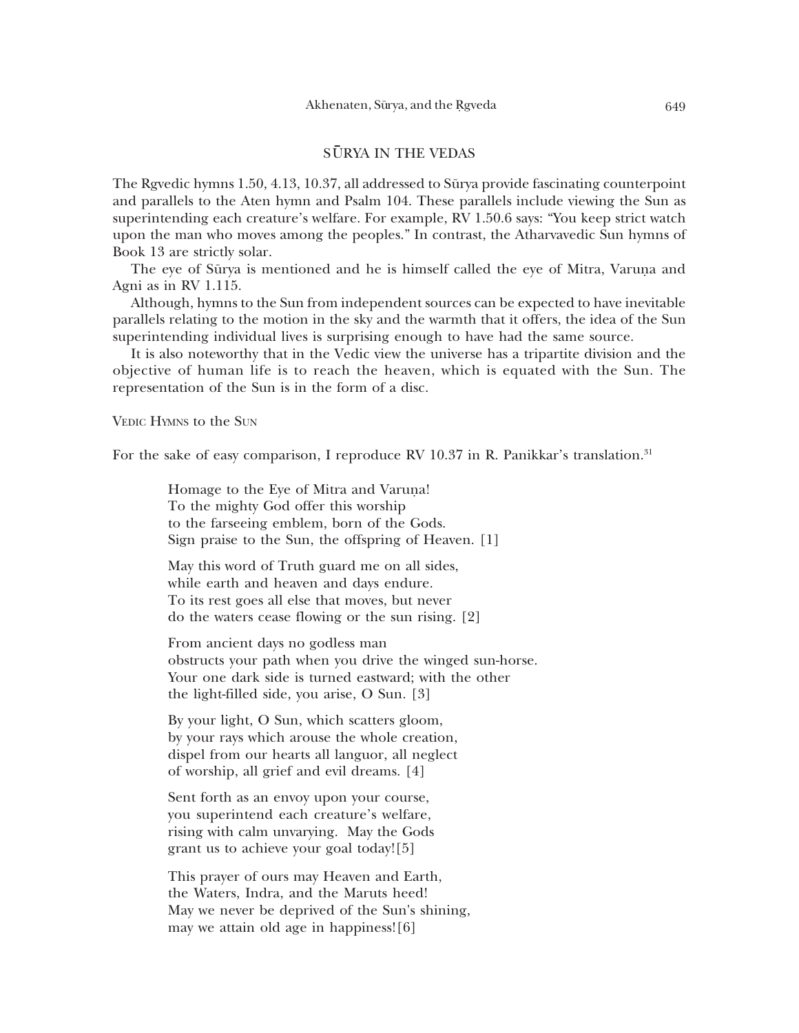## SŪRYA IN THE VEDAS

The Ṛgvedic hymns 1.50, 4.13, 10.37, all addressed to Sūrya provide fascinating counterpoint and parallels to the Aten hymn and Psalm 104. These parallels include viewing the Sun as superintending each creature's welfare. For example, RV 1.50.6 says: "You keep strict watch upon the man who moves among the peoples." In contrast, the Atharvavedic Sun hymns of Book 13 are strictly solar.

The eye of Sūrya is mentioned and he is himself called the eye of Mitra, Varuṇa and Agni as in RV 1.115.

Although, hymns to the Sun from independent sources can be expected to have inevitable parallels relating to the motion in the sky and the warmth that it offers, the idea of the Sun superintending individual lives is surprising enough to have had the same source.

It is also noteworthy that in the Vedic view the universe has a tripartite division and the objective of human life is to reach the heaven, which is equated with the Sun. The representation of the Sun is in the form of a disc.

### Vedic Hymns to the Sun

For the sake of easy comparison, I reproduce RV 10.37 in R. Panikkar's translation.[31]

> Homage to the Eye of Mitra and Varuṇa!
> To the mighty God offer this worship
> to the farseeing emblem, born of the Gods.
> Sign praise to the Sun, the offspring of Heaven. [1]
>
> May this word of Truth guard me on all sides,
> while earth and heaven and days endure.
> To its rest goes all else that moves, but never
> do the waters cease flowing or the sun rising. [2]
>
> From ancient days no godless man
> obstructs your path when you drive the winged sun-horse.
> Your one dark side is turned eastward; with the other
> the light-filled side, you arise, O Sun. [3]
>
> By your light, O Sun, which scatters gloom,
> by your rays which arouse the whole creation,
> dispel from our hearts all languor, all neglect
> of worship, all grief and evil dreams. [4]
>
> Sent forth as an envoy upon your course,
> you superintend each creature's welfare,
> rising with calm unvarying. May the Gods
> grant us to achieve your goal today![5]
>
> This prayer of ours may Heaven and Earth,
> the Waters, Indra, and the Maruts heed!
> May we never be deprived of the Sun's shining,
> may we attain old age in happiness![6]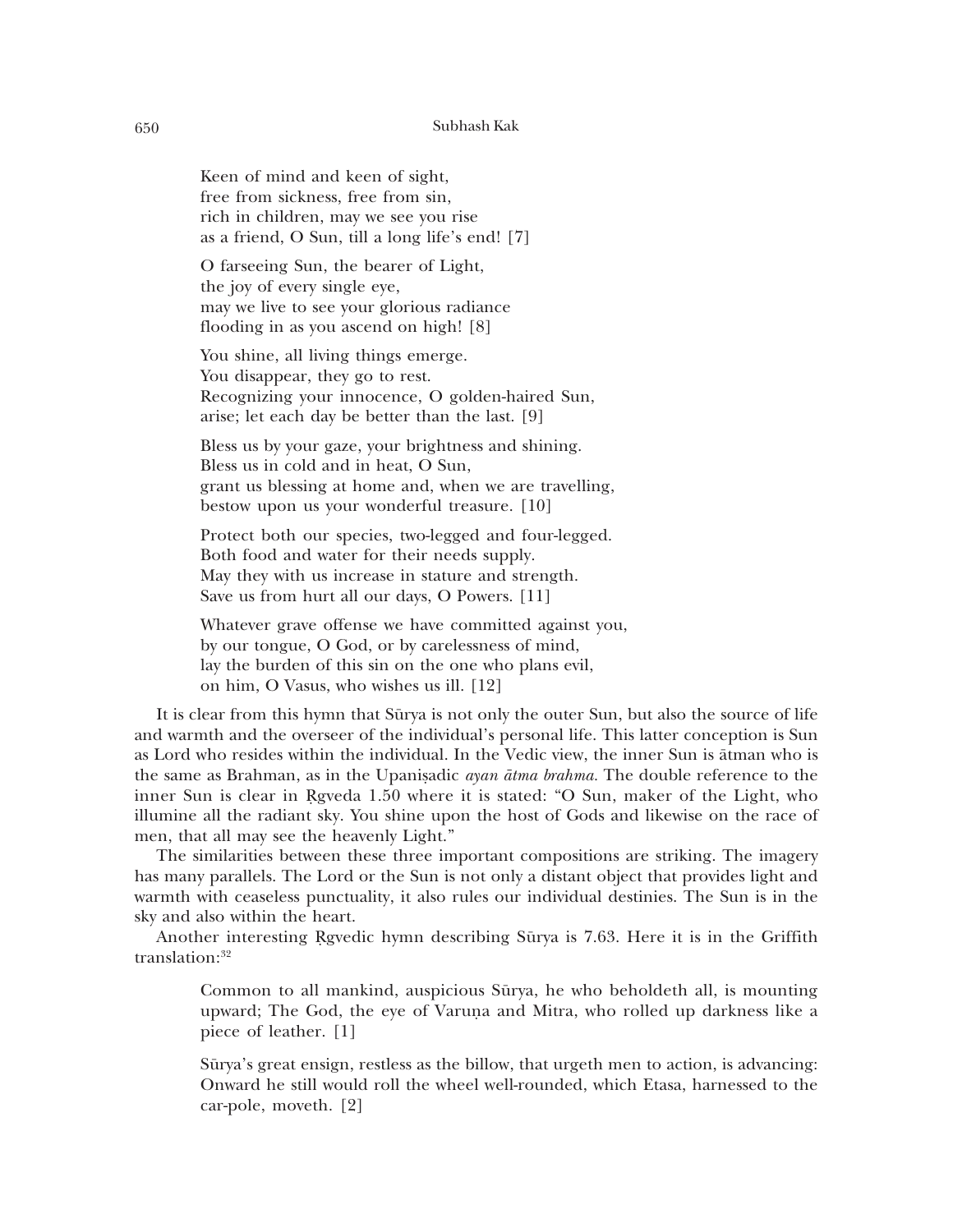> Keen of mind and keen of sight,
> free from sickness, free from sin,
> rich in children, may we see you rise
> as a friend, O Sun, till a long life's end! [7]
>
> O farseeing Sun, the bearer of Light,
> the joy of every single eye,
> may we live to see your glorious radiance
> flooding in as you ascend on high! [8]
>
> You shine, all living things emerge.
> You disappear, they go to rest.
> Recognizing your innocence, O golden-haired Sun,
> arise; let each day be better than the last. [9]
>
> Bless us by your gaze, your brightness and shining.
> Bless us in cold and in heat, O Sun,
> grant us blessing at home and, when we are travelling,
> bestow upon us your wonderful treasure. [10]
>
> Protect both our species, two-legged and four-legged.
> Both food and water for their needs supply.
> May they with us increase in stature and strength.
> Save us from hurt all our days, O Powers. [11]
>
> Whatever grave offense we have committed against you,
> by our tongue, O God, or by carelessness of mind,
> lay the burden of this sin on the one who plans evil,
> on him, O Vasus, who wishes us ill. [12]

It is clear from this hymn that Sūrya is not only the outer Sun, but also the source of life and warmth and the overseer of the individual's personal life. This latter conception is Sun as Lord who resides within the individual. In the Vedic view, the inner Sun is ātman who is the same as Brahman, as in the Upaniṣadic *ayan ātma brahma*. The double reference to the inner Sun is clear in Ṛgveda 1.50 where it is stated: "O Sun, maker of the Light, who illumine all the radiant sky. You shine upon the host of Gods and likewise on the race of men, that all may see the heavenly Light."

The similarities between these three important compositions are striking. The imagery has many parallels. The Lord or the Sun is not only a distant object that provides light and warmth with ceaseless punctuality, it also rules our individual destinies. The Sun is in the sky and also within the heart.

Another interesting Ṛgvedic hymn describing Sūrya is 7.63. Here it is in the Griffith translation:[32]

> Common to all mankind, auspicious Sūrya, he who beholdeth all, is mounting upward; The God, the eye of Varuṇa and Mitra, who rolled up darkness like a piece of leather. [1]
>
> Sūrya's great ensign, restless as the billow, that urgeth men to action, is advancing: Onward he still would roll the wheel well-rounded, which Etasa, harnessed to the car-pole, moveth. [2]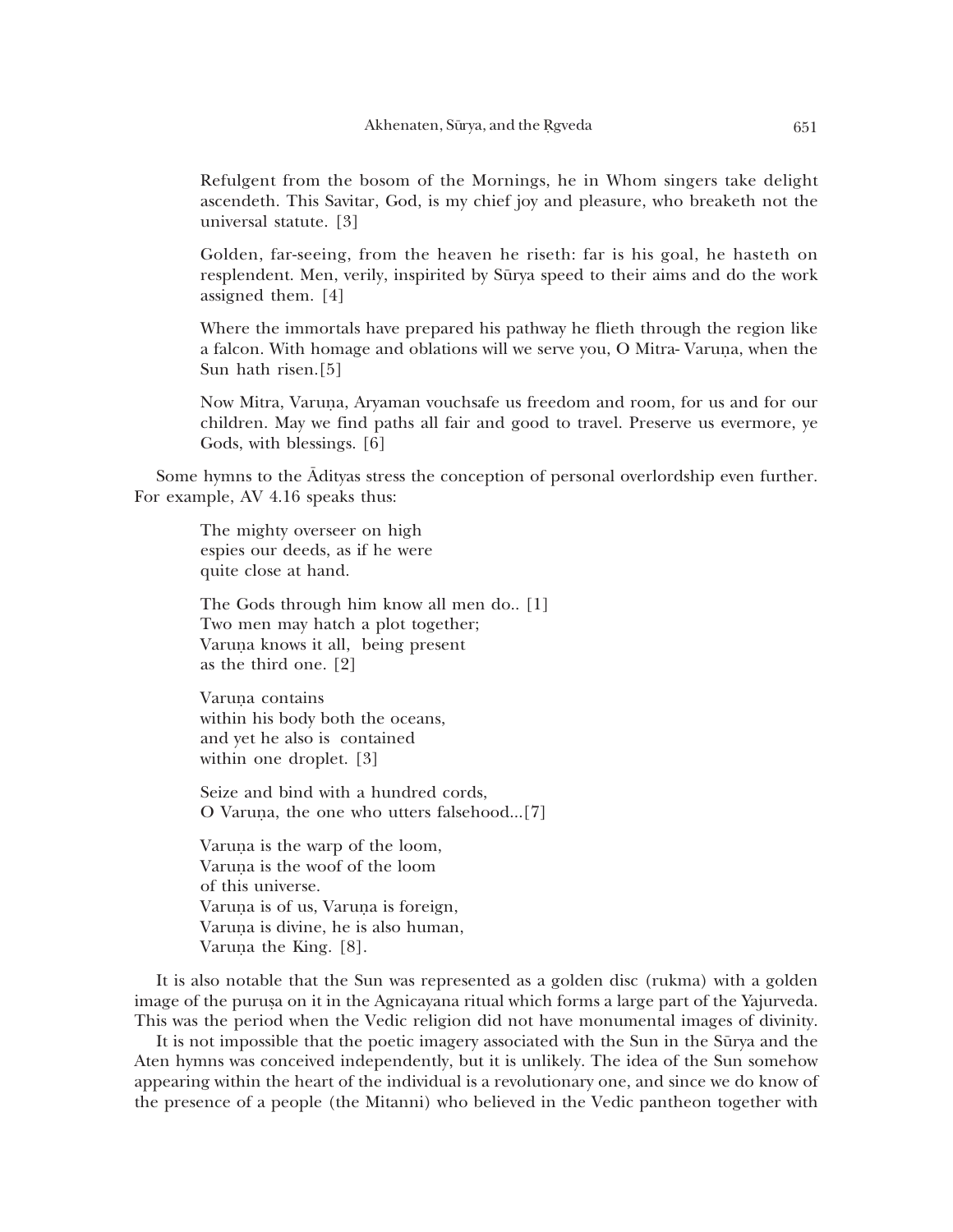> Refulgent from the bosom of the Mornings, he in Whom singers take delight ascendeth. This Savitar, God, is my chief joy and pleasure, who breaketh not the universal statute. [3]
>
> Golden, far-seeing, from the heaven he riseth: far is his goal, he hasteth on resplendent. Men, verily, inspirited by Sūrya speed to their aims and do the work assigned them. [4]
>
> Where the immortals have prepared his pathway he flieth through the region like a falcon. With homage and oblations will we serve you, O Mitra- Varuṇa, when the Sun hath risen.[5]
>
> Now Mitra, Varuṇa, Aryaman vouchsafe us freedom and room, for us and for our children. May we find paths all fair and good to travel. Preserve us evermore, ye Gods, with blessings. [6]

Some hymns to the Ādityas stress the conception of personal overlordship even further. For example, AV 4.16 speaks thus:

> The mighty overseer on high
> espies our deeds, as if he were
> quite close at hand.
>
> The Gods through him know all men do.. [1]
> Two men may hatch a plot together;
> Varuṇa knows it all, being present
> as the third one. [2]
>
> Varuṇa contains
> within his body both the oceans,
> and yet he also is contained
> within one droplet. [3]
>
> Seize and bind with a hundred cords,
> O Varuṇa, the one who utters falsehood...[7]
>
> Varuṇa is the warp of the loom,
> Varuṇa is the woof of the loom
> of this universe.
> Varuṇa is of us, Varuṇa is foreign,
> Varuṇa is divine, he is also human,
> Varuṇa the King. [8].

It is also notable that the Sun was represented as a golden disc (rukma) with a golden image of the puruṣa on it in the Agnicayana ritual which forms a large part of the Yajurveda. This was the period when the Vedic religion did not have monumental images of divinity.

It is not impossible that the poetic imagery associated with the Sun in the Sūrya and the Aten hymns was conceived independently, but it is unlikely. The idea of the Sun somehow appearing within the heart of the individual is a revolutionary one, and since we do know of the presence of a people (the Mitanni) who believed in the Vedic pantheon together with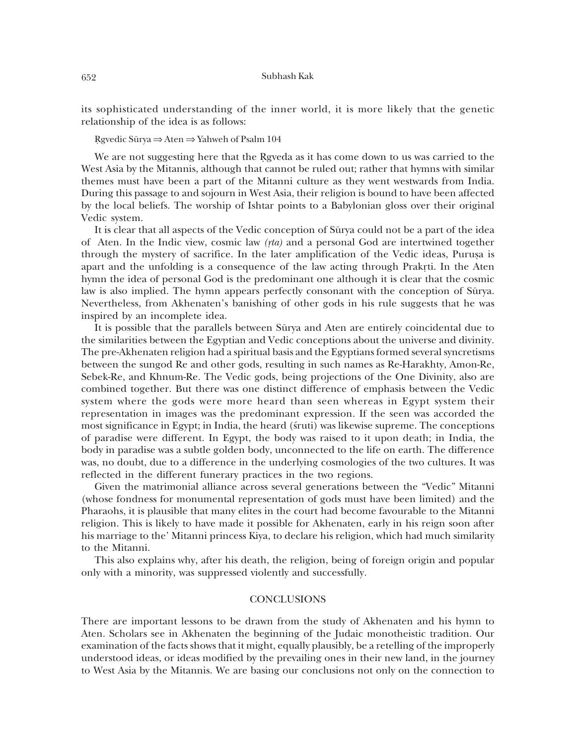its sophisticated understanding of the inner world, it is more likely that the genetic relationship of the idea is as follows:

Ṛgvedic Sūrya ⇒ Aten ⇒ Yahweh of Psalm 104

We are not suggesting here that the Ṛgveda as it has come down to us was carried to the West Asia by the Mitannis, although that cannot be ruled out; rather that hymns with similar themes must have been a part of the Mitanni culture as they went westwards from India. During this passage to and sojourn in West Asia, their religion is bound to have been affected by the local beliefs. The worship of Ishtar points to a Babylonian gloss over their original Vedic system.

It is clear that all aspects of the Vedic conception of Sūrya could not be a part of the idea of Aten. In the Indic view, cosmic law *(ṛta)* and a personal God are intertwined together through the mystery of sacrifice. In the later amplification of the Vedic ideas, Puruṣa is apart and the unfolding is a consequence of the law acting through Prakṛti. In the Aten hymn the idea of personal God is the predominant one although it is clear that the cosmic law is also implied. The hymn appears perfectly consonant with the conception of Sūrya. Nevertheless, from Akhenaten's banishing of other gods in his rule suggests that he was inspired by an incomplete idea.

It is possible that the parallels between Sūrya and Aten are entirely coincidental due to the similarities between the Egyptian and Vedic conceptions about the universe and divinity. The pre-Akhenaten religion had a spiritual basis and the Egyptians formed several syncretisms between the sungod Re and other gods, resulting in such names as Re-Harakhty, Amon-Re, Sebek-Re, and Khnum-Re. The Vedic gods, being projections of the One Divinity, also are combined together. But there was one distinct difference of emphasis between the Vedic system where the gods were more heard than seen whereas in Egypt system their representation in images was the predominant expression. If the seen was accorded the most significance in Egypt; in India, the heard (śruti) was likewise supreme. The conceptions of paradise were different. In Egypt, the body was raised to it upon death; in India, the body in paradise was a subtle golden body, unconnected to the life on earth. The difference was, no doubt, due to a difference in the underlying cosmologies of the two cultures. It was reflected in the different funerary practices in the two regions.

Given the matrimonial alliance across several generations between the "Vedic" Mitanni (whose fondness for monumental representation of gods must have been limited) and the Pharaohs, it is plausible that many elites in the court had become favourable to the Mitanni religion. This is likely to have made it possible for Akhenaten, early in his reign soon after his marriage to the' Mitanni princess Kiya, to declare his religion, which had much similarity to the Mitanni.

This also explains why, after his death, the religion, being of foreign origin and popular only with a minority, was suppressed violently and successfully.

## CONCLUSIONS

There are important lessons to be drawn from the study of Akhenaten and his hymn to Aten. Scholars see in Akhenaten the beginning of the Judaic monotheistic tradition. Our examination of the facts shows that it might, equally plausibly, be a retelling of the improperly understood ideas, or ideas modified by the prevailing ones in their new land, in the journey to West Asia by the Mitannis. We are basing our conclusions not only on the connection to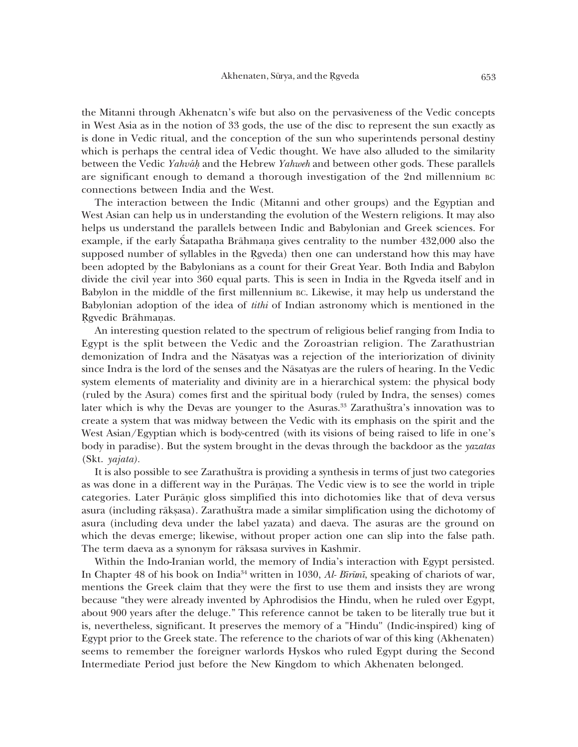the Mitanni through Akhenatcn's wife but also on the pervasiveness of the Vedic concepts in West Asia as in the notion of 33 gods, the use of the disc to represent the sun exactly as is done in Vedic ritual, and the conception of the sun who superintends personal destiny which is perhaps the central idea of Vedic thought. We have also alluded to the similarity between the Vedic *Yahváḥ* and the Hebrew *Yahweh* and between other gods. These parallels are significant enough to demand a thorough investigation of the 2nd millennium BC connections between India and the West.

The interaction between the Indic (Mitanni and other groups) and the Egyptian and West Asian can help us in understanding the evolution of the Western religions. It may also helps us understand the parallels between Indic and Babylonian and Greek sciences. For example, if the early Śatapatha Brāhmaṇa gives centrality to the number 432,000 also the supposed number of syllables in the Ṛgveda) then one can understand how this may have been adopted by the Babylonians as a count for their Great Year. Both India and Babylon divide the civil year into 360 equal parts. This is seen in India in the Rgveda itself and in Babylon in the middle of the first millennium BC. Likewise, it may help us understand the Babylonian adoption of the idea of *tithi* of Indian astronomy which is mentioned in the Ṛgvedic Brāhmaṇas.

An interesting question related to the spectrum of religious belief ranging from India to Egypt is the split between the Vedic and the Zoroastrian religion. The Zarathustrian demonization of Indra and the Nāsatyas was a rejection of the interiorization of divinity since Indra is the lord of the senses and the Nāsatyas are the rulers of hearing. In the Vedic system elements of materiality and divinity are in a hierarchical system: the physical body (ruled by the Asura) comes first and the spiritual body (ruled by Indra, the senses) comes later which is why the Devas are younger to the Asuras.[33] Zarathuštra's innovation was to create a system that was midway between the Vedic with its emphasis on the spirit and the West Asian/Egyptian which is body-centred (with its visions of being raised to life in one's body in paradise). But the system brought in the devas through the backdoor as the *yazatas* (Skt. *yajata).*

It is also possible to see Zarathuštra is providing a synthesis in terms of just two categories as was done in a different way in the Purāṇas. The Vedic view is to see the world in triple categories. Later Purāṇic gloss simplified this into dichotomies like that of deva versus asura (including rākṣasa). Zarathuštra made a similar simplification using the dichotomy of asura (including deva under the label yazata) and daeva. The asuras are the ground on which the devas emerge; likewise, without proper action one can slip into the false path. The term daeva as a synonym for rāksasa survives in Kashmir.

Within the Indo-Iranian world, the memory of India's interaction with Egypt persisted. In Chapter 48 of his book on India[34] written in 1030, *Al- Bīrūnī*, speaking of chariots of war, mentions the Greek claim that they were the first to use them and insists they are wrong because "they were already invented by Aphrodisios the Hindu, when he ruled over Egypt, about 900 years after the deluge." This reference cannot be taken to be literally true but it is, nevertheless, significant. It preserves the memory of a "Hindu" (Indic-inspired) king of Egypt prior to the Greek state. The reference to the chariots of war of this king (Akhenaten) seems to remember the foreigner warlords Hyskos who ruled Egypt during the Second Intermediate Period just before the New Kingdom to which Akhenaten belonged.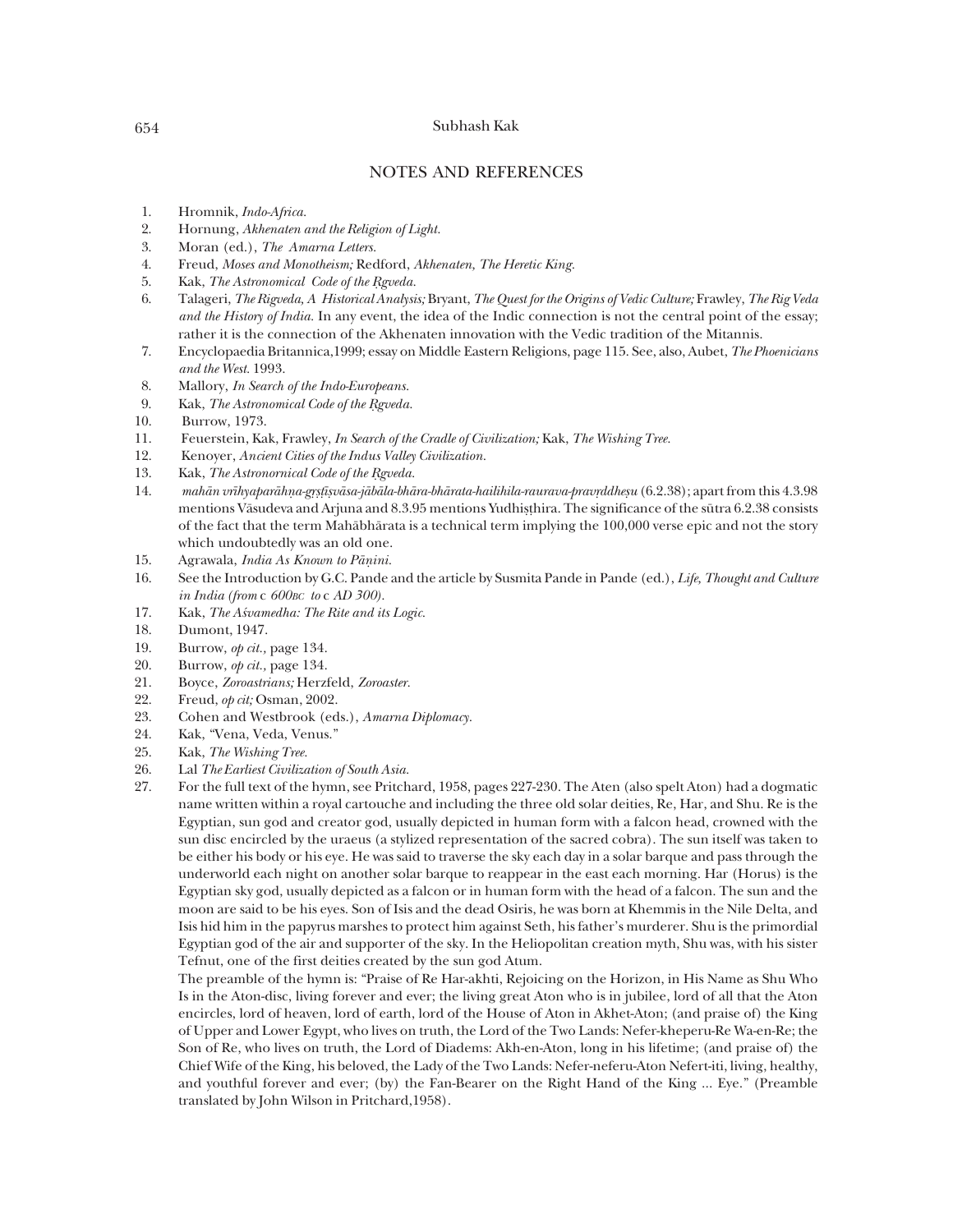## NOTES AND REFERENCES

1. Hromnik, *Indo-Africa.*
2. Hornung, *Akhenaten and the Religion of Light.*
3. Moran (ed.), *The Amarna Letters.*
4. Freud, *Moses and Monotheism;* Redford, *Akhenaten, The Heretic King.*
5. Kak, *The Astronomical Code of the Ṛgveda.*
6. Talageri, *The Rigveda, A Historical Analysis;* Bryant, *The Quest for the Origins of Vedic Culture;* Frawley, *The Rig Veda and the History of India.* In any event, the idea of the Indic connection is not the central point of the essay; rather it is the connection of the Akhenaten innovation with the Vedic tradition of the Mitannis.
7. Encyclopaedia Britannica,1999; essay on Middle Eastern Religions, page 115. See, also, Aubet, *The Phoenicians and the West.* 1993.
8. Mallory, *In Search of the Indo-Europeans.*
9. Kak, *The Astronomical Code of the Ṛgveda.*
10. Burrow, 1973.
11. Feuerstein, Kak, Frawley, *In Search of the Cradle of Civilization;* Kak, *The Wishing Tree.*
12. Kenoyer, *Ancient Cities of the Indus Valley Civilization.*
13. Kak, *The Astronornical Code of the Ṛgveda.*
14. *mahān vrīhyaparāhṇa-gṛṣṭīṣvāsa-jābāla-bhāra-bhārata-hailihila-raurava-pravṛddheṣu* (6.2.38); apart from this 4.3.98 mentions Vāsudeva and Arjuna and 8.3.95 mentions Yudhiṣṭhira. The significance of the sūtra 6.2.38 consists of the fact that the term Mahābhārata is a technical term implying the 100,000 verse epic and not the story which undoubtedly was an old one.
15. Agrawala, *India As Known to Pāṇini.*
16. See the Introduction by G.C. Pande and the article by Susmita Pande in Pande (ed.), *Life, Thought and Culture in India (from* c *600BC to* c *AD 300).*
17. Kak, *The Aśvamedha: The Rite and its Logic.*
18. Dumont, 1947.
19. Burrow, *op cit.,* page 134.
20. Burrow, *op cit.,* page 134.
21. Boyce, *Zoroastrians;* Herzfeld, *Zoroaster.*
22. Freud, *op cit;* Osman, 2002.
23. Cohen and Westbrook (eds.), *Amarna Diplomacy.*
24. Kak, "Vena, Veda, Venus."
25. Kak, *The Wishing Tree.*
26. Lal *The Earliest Civilization of South Asia.*
27. For the full text of the hymn, see Pritchard, 1958, pages 227-230. The Aten (also spelt Aton) had a dogmatic name written within a royal cartouche and including the three old solar deities, Re, Har, and Shu. Re is the Egyptian, sun god and creator god, usually depicted in human form with a falcon head, crowned with the sun disc encircled by the uraeus (a stylized representation of the sacred cobra). The sun itself was taken to be either his body or his eye. He was said to traverse the sky each day in a solar barque and pass through the underworld each night on another solar barque to reappear in the east each morning. Har (Horus) is the Egyptian sky god, usually depicted as a falcon or in human form with the head of a falcon. The sun and the moon are said to be his eyes. Son of Isis and the dead Osiris, he was born at Khemmis in the Nile Delta, and Isis hid him in the papyrus marshes to protect him against Seth, his father's murderer. Shu is the primordial Egyptian god of the air and supporter of the sky. In the Heliopolitan creation myth, Shu was, with his sister Tefnut, one of the first deities created by the sun god Atum.

    The preamble of the hymn is: "Praise of Re Har-akhti, Rejoicing on the Horizon, in His Name as Shu Who Is in the Aton-disc, living forever and ever; the living great Aton who is in jubilee, lord of all that the Aton encircles, lord of heaven, lord of earth, lord of the House of Aton in Akhet-Aton; (and praise of) the King of Upper and Lower Egypt, who lives on truth, the Lord of the Two Lands: Nefer-kheperu-Re Wa-en-Re; the Son of Re, who lives on truth, the Lord of Diadems: Akh-en-Aton, long in his lifetime; (and praise of) the Chief Wife of the King, his beloved, the Lady of the Two Lands: Nefer-neferu-Aton Nefert-iti, living, healthy, and youthful forever and ever; (by) the Fan-Bearer on the Right Hand of the King ... Eye." (Preamble translated by John Wilson in Pritchard,1958).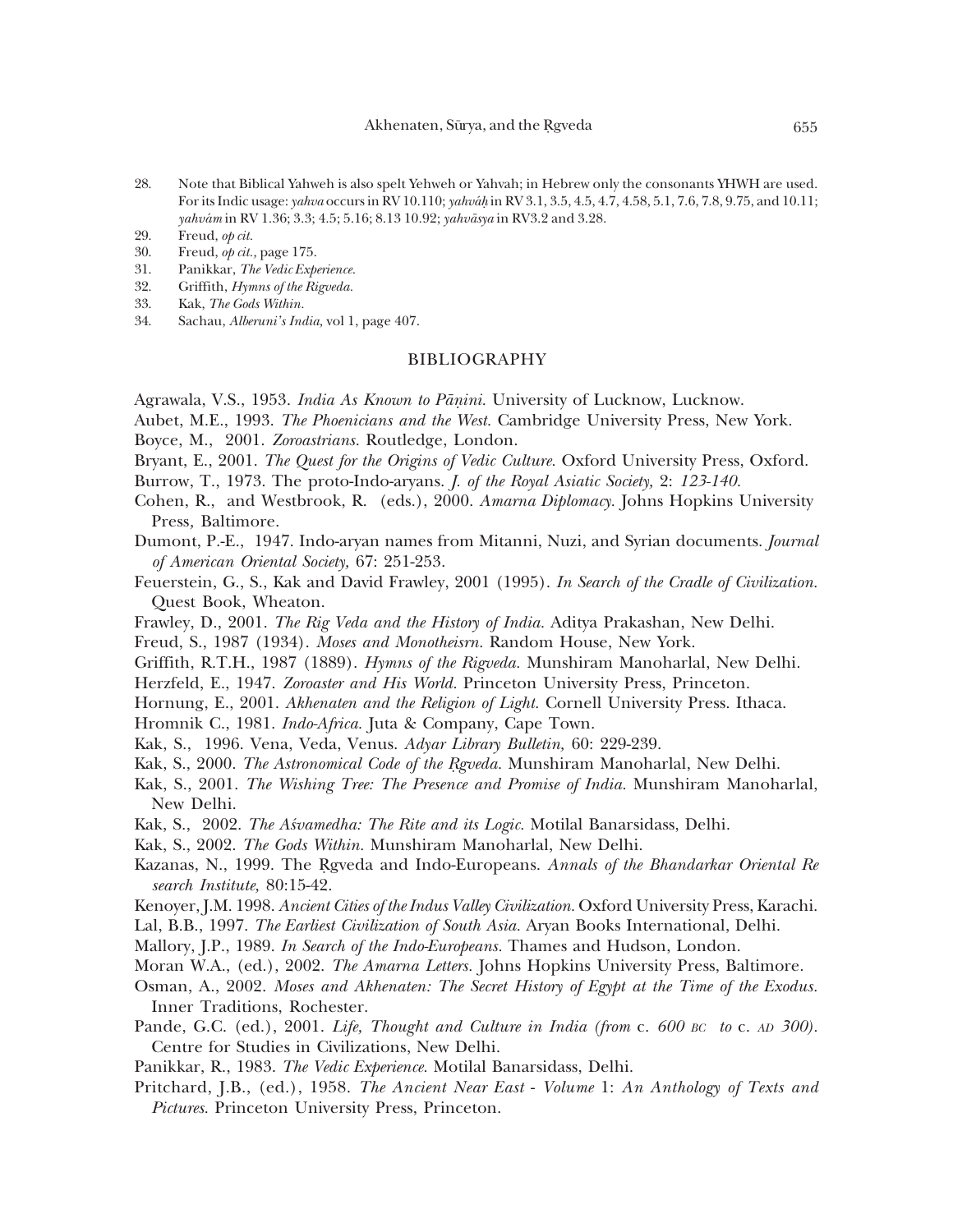28. Note that Biblical Yahweh is also spelt Yehweh or Yahvah; in Hebrew only the consonants YHWH are used. For its Indic usage: *yahva* occurs in RV 10.110; *yahváḥ* in RV 3.1, 3.5, 4.5, 4.7, 4.58, 5.1, 7.6, 7.8, 9.75, and 10.11; *yahvám* in RV 1.36; 3.3; 4.5; 5.16; 8.13 10.92; *yahvāsya* in RV3.2 and 3.28.
29. Freud, *op cit.*
30. Freud, *op cit.,* page 175.
31. Panikkar, *The Vedic Experience.*
32. Griffith, *Hymns of the Rigveda.*
33. Kak, *The Gods Within.*
34. Sachau, *Alberuni's India,* vol 1, page 407.

## BIBLIOGRAPHY

Agrawala, V.S., 1953. *India As Known to Pāṇini.* University of Lucknow, Lucknow.

Aubet, M.E., 1993. *The Phoenicians and the West.* Cambridge University Press, New York.

Boyce, M., 2001. *Zoroastrians.* Routledge, London.

Bryant, E., 2001. *The Quest for the Origins of Vedic Culture.* Oxford University Press, Oxford.

Burrow, T., 1973. The proto-Indo-aryans. *J. of the Royal Asiatic Society,* 2: *123-140.*

Cohen, R., and Westbrook, R. (eds.), 2000. *Amarna Diplomacy.* Johns Hopkins University Press, Baltimore.

Dumont, P.-E., 1947. Indo-aryan names from Mitanni, Nuzi, and Syrian documents. *Journal of American Oriental Society,* 67: 251-253.

Feuerstein, G., S., Kak and David Frawley, 2001 (1995). *In Search of the Cradle of Civilization.* Quest Book, Wheaton.

Frawley, D., 2001. *The Rig Veda and the History of India.* Aditya Prakashan, New Delhi.

Freud, S., 1987 (1934). *Moses and Monotheisrn.* Random House, New York.

Griffith, R.T.H., 1987 (1889). *Hymns of the Rigveda.* Munshiram Manoharlal, New Delhi.

Herzfeld, E., 1947. *Zoroaster and His World.* Princeton University Press, Princeton.

Hornung, E., 2001. *Akhenaten and the Religion of Light.* Cornell University Press. Ithaca.

Hromnik C., 1981. *Indo-Africa.* Juta & Company, Cape Town.

Kak, S., 1996. Vena, Veda, Venus. *Adyar Library Bulletin,* 60: 229-239.

Kak, S., 2000. *The Astronomical Code of the Ṛgveda.* Munshiram Manoharlal, New Delhi.

Kak, S., 2001. *The Wishing Tree: The Presence and Promise of India.* Munshiram Manoharlal, New Delhi.

Kak, S., 2002. *The Aśvamedha: The Rite and its Logic.* Motilal Banarsidass, Delhi.

Kak, S., 2002. *The Gods Within.* Munshiram Manoharlal, New Delhi.

Kazanas, N., 1999. The Ṛgveda and Indo-Europeans. *Annals of the Bhandarkar Oriental Re search Institute,* 80:15-42.

Kenoyer, J.M. 1998. *Ancient Cities of the Indus Valley Civilization.* Oxford University Press, Karachi.

Lal, B.B., 1997. *The Earliest Civilization of South Asia.* Aryan Books International, Delhi.

Mallory, J.P., 1989. *In Search of the Indo-Europeans.* Thames and Hudson, London.

Moran W.A., (ed.), 2002. *The Amarna Letters.* Johns Hopkins University Press, Baltimore.

Osman, A., 2002. *Moses and Akhenaten: The Secret History of Egypt at the Time of the Exodus.* Inner Traditions, Rochester.

Pande, G.C. (ed.), 2001. *Life, Thought and Culture in India (from* c. *600 BC to* c. *AD 300).* Centre for Studies in Civilizations, New Delhi.

Panikkar, R., 1983. *The Vedic Experience.* Motilal Banarsidass, Delhi.

Pritchard, J.B., (ed.), 1958. *The Ancient Near East - Volume* 1: *An Anthology of Texts and Pictures.* Princeton University Press, Princeton.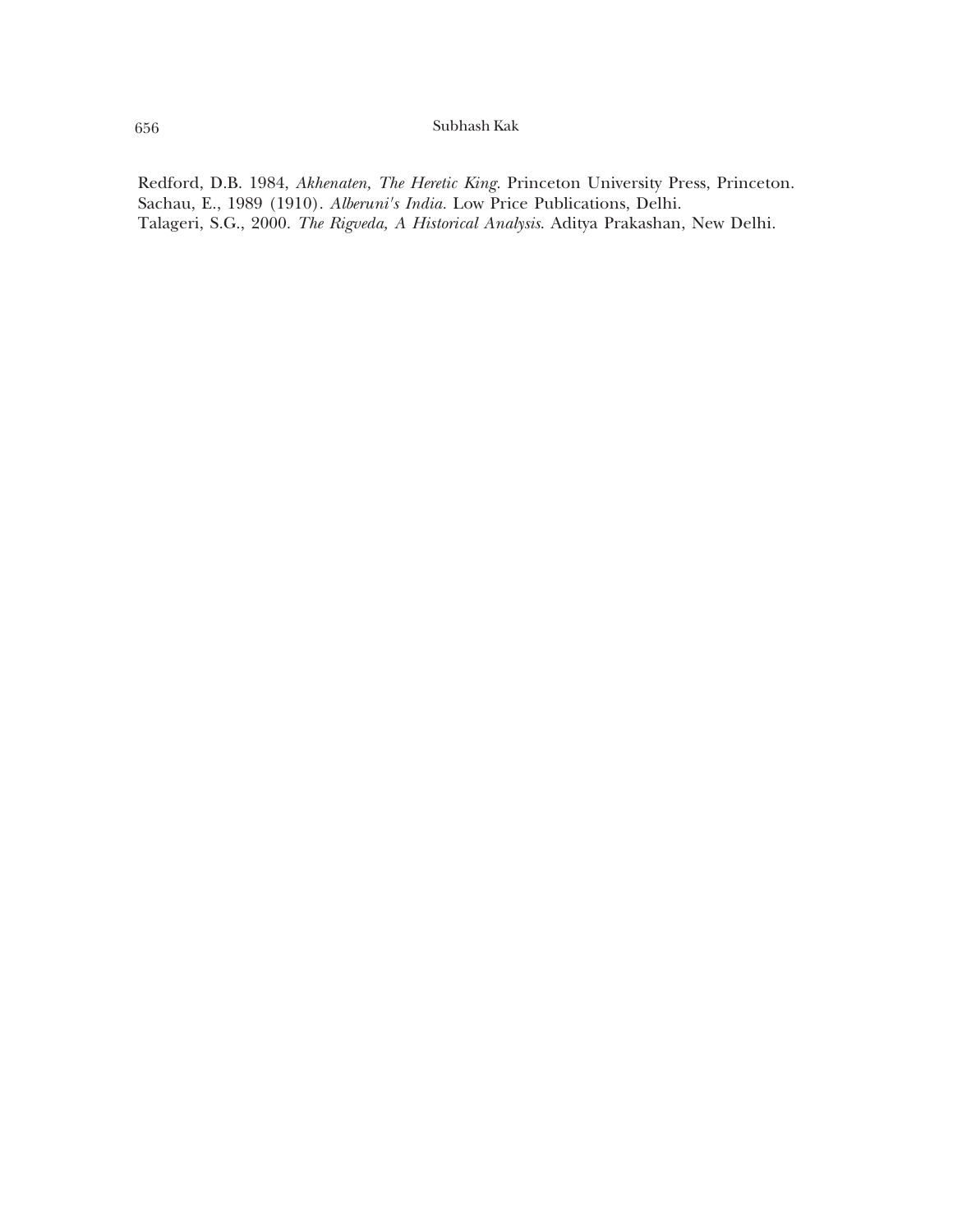Redford, D.B. 1984, *Akhenaten, The Heretic King*. Princeton University Press, Princeton.
Sachau, E., 1989 (1910). *Alberuni's India*. Low Price Publications, Delhi.
Talageri, S.G., 2000. *The Rigveda, A Historical Analysis*. Aditya Prakashan, New Delhi.